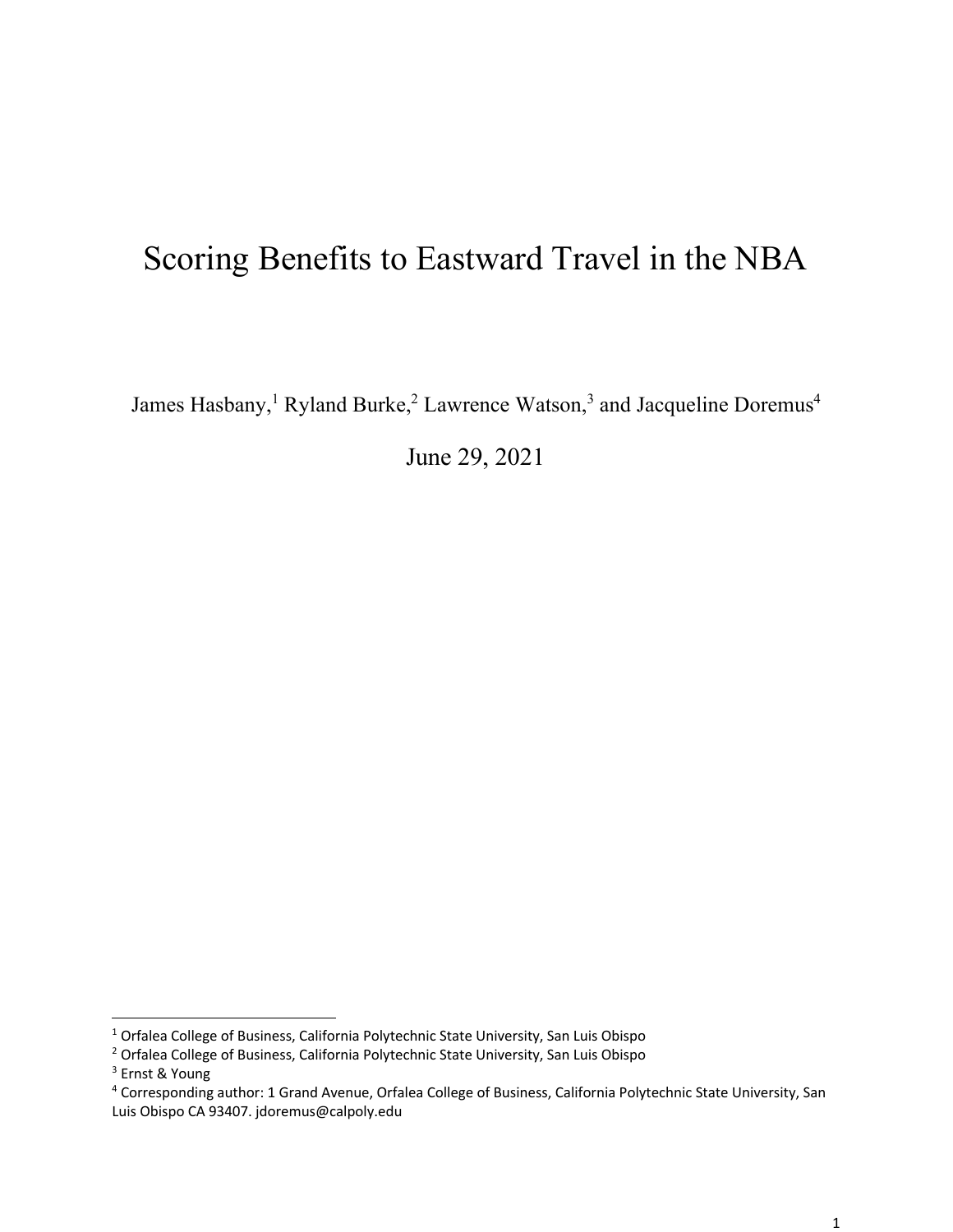# Scoring Benefits to Eastward Travel in the NBA

James Hasbany,[1] Ryland Burke,[2] Lawrence Watson,[3] and Jacqueline Doremus[4]

June 29, 2021

[1] Orfalea College of Business, California Polytechnic State University, San Luis Obispo
[2] Orfalea College of Business, California Polytechnic State University, San Luis Obispo
[3] Ernst & Young
[4] Corresponding author: 1 Grand Avenue, Orfalea College of Business, California Polytechnic State University, San Luis Obispo CA 93407. jdoremus@calpoly.edu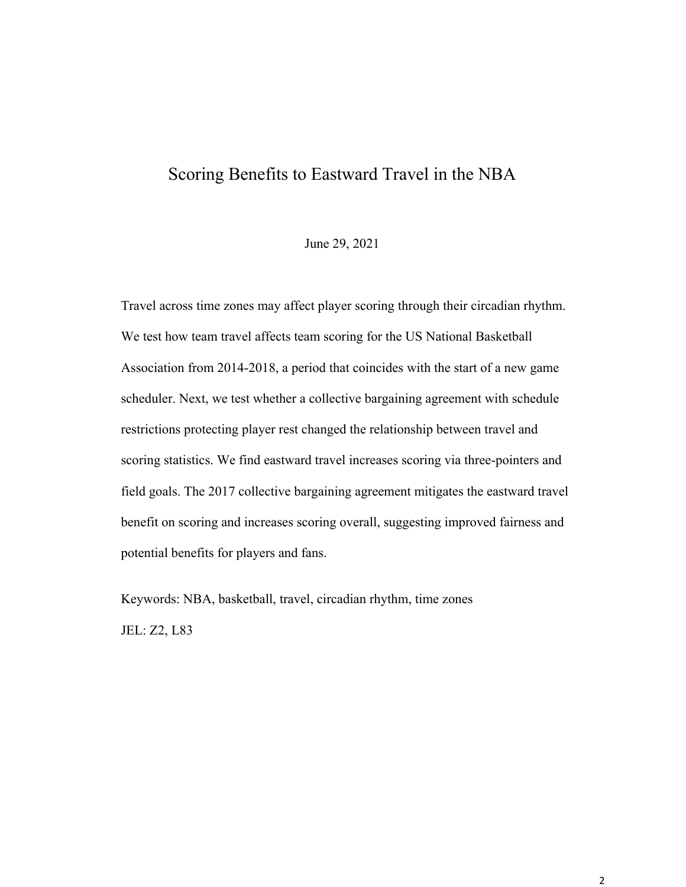# Scoring Benefits to Eastward Travel in the NBA

June 29, 2021

Travel across time zones may affect player scoring through their circadian rhythm. We test how team travel affects team scoring for the US National Basketball Association from 2014-2018, a period that coincides with the start of a new game scheduler. Next, we test whether a collective bargaining agreement with schedule restrictions protecting player rest changed the relationship between travel and scoring statistics. We find eastward travel increases scoring via three-pointers and field goals. The 2017 collective bargaining agreement mitigates the eastward travel benefit on scoring and increases scoring overall, suggesting improved fairness and potential benefits for players and fans.

Keywords: NBA, basketball, travel, circadian rhythm, time zones

JEL: Z2, L83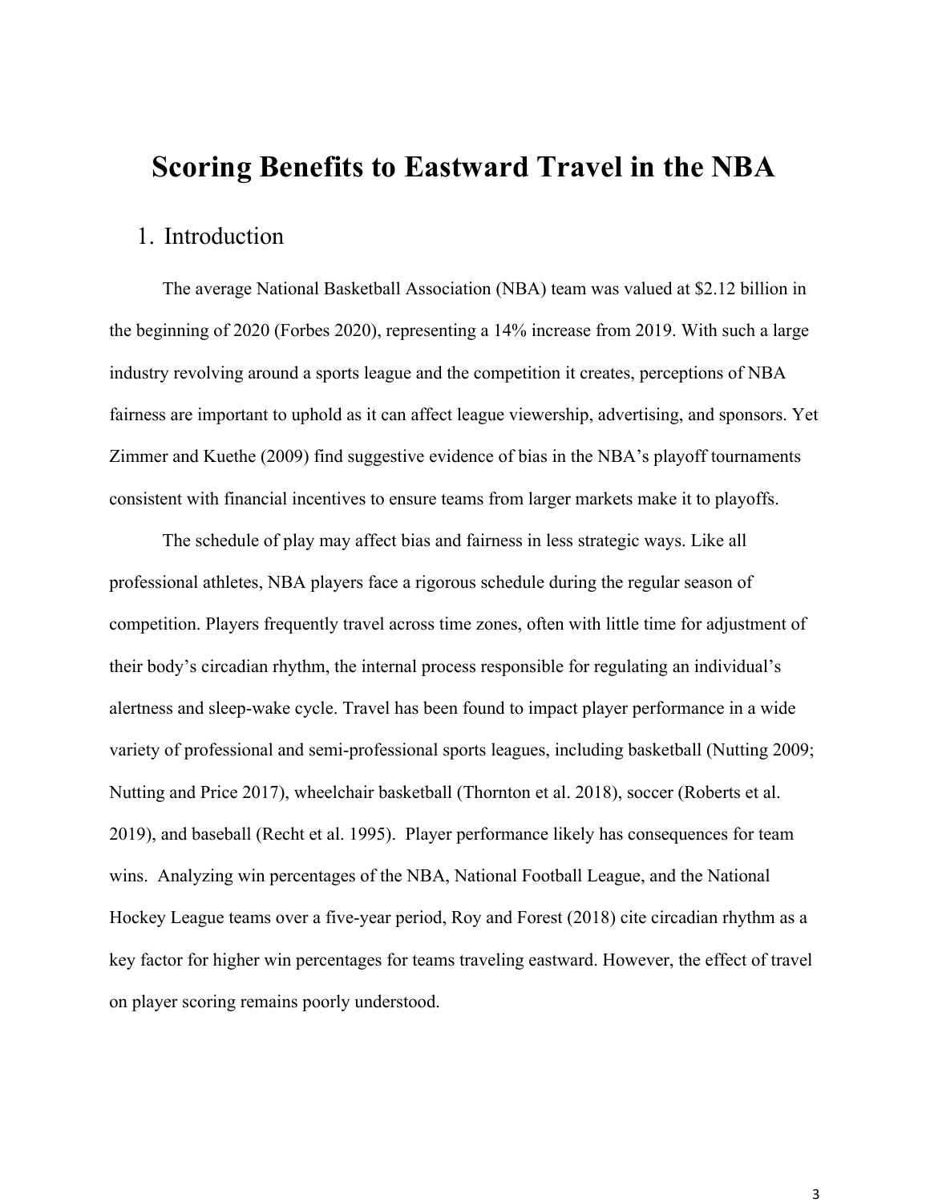# Scoring Benefits to Eastward Travel in the NBA

## 1. Introduction

The average National Basketball Association (NBA) team was valued at $2.12 billion in the beginning of 2020 (Forbes 2020), representing a 14% increase from 2019. With such a large industry revolving around a sports league and the competition it creates, perceptions of NBA fairness are important to uphold as it can affect league viewership, advertising, and sponsors. Yet Zimmer and Kuethe (2009) find suggestive evidence of bias in the NBA's playoff tournaments consistent with financial incentives to ensure teams from larger markets make it to playoffs.

The schedule of play may affect bias and fairness in less strategic ways. Like all professional athletes, NBA players face a rigorous schedule during the regular season of competition. Players frequently travel across time zones, often with little time for adjustment of their body's circadian rhythm, the internal process responsible for regulating an individual's alertness and sleep-wake cycle. Travel has been found to impact player performance in a wide variety of professional and semi-professional sports leagues, including basketball (Nutting 2009; Nutting and Price 2017), wheelchair basketball (Thornton et al. 2018), soccer (Roberts et al. 2019), and baseball (Recht et al. 1995). Player performance likely has consequences for team wins. Analyzing win percentages of the NBA, National Football League, and the National Hockey League teams over a five-year period, Roy and Forest (2018) cite circadian rhythm as a key factor for higher win percentages for teams traveling eastward. However, the effect of travel on player scoring remains poorly understood.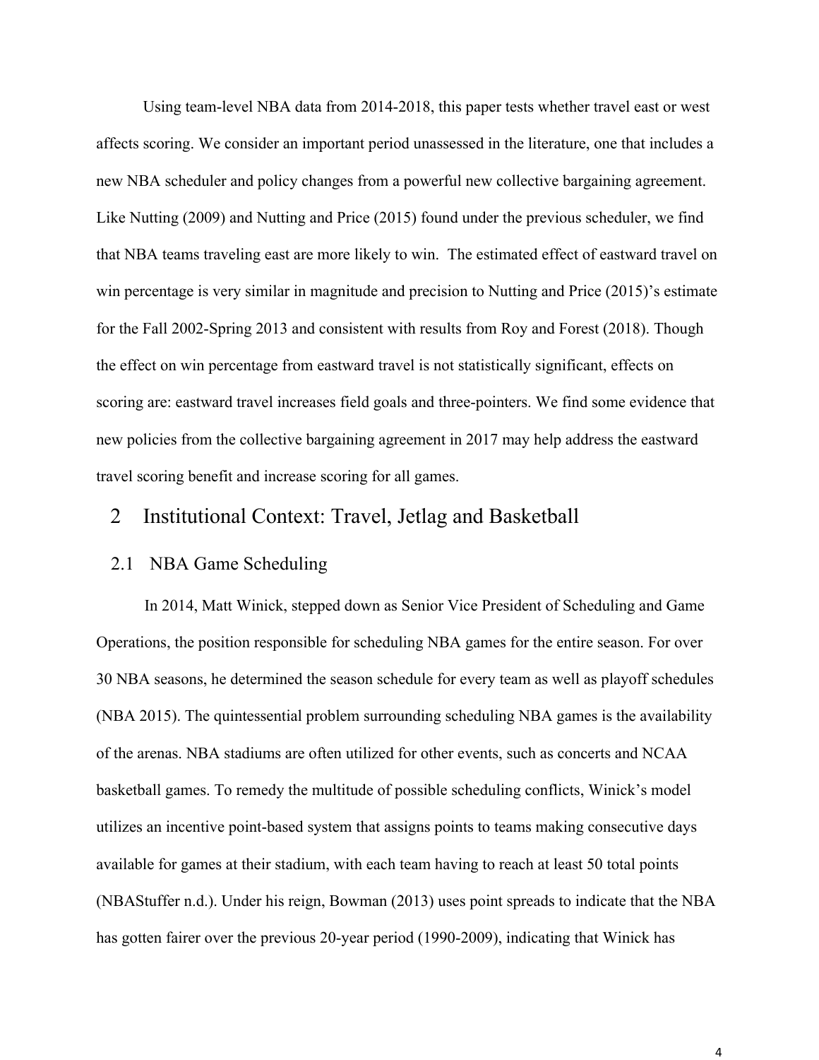Using team-level NBA data from 2014-2018, this paper tests whether travel east or west affects scoring. We consider an important period unassessed in the literature, one that includes a new NBA scheduler and policy changes from a powerful new collective bargaining agreement. Like Nutting (2009) and Nutting and Price (2015) found under the previous scheduler, we find that NBA teams traveling east are more likely to win. The estimated effect of eastward travel on win percentage is very similar in magnitude and precision to Nutting and Price (2015)'s estimate for the Fall 2002-Spring 2013 and consistent with results from Roy and Forest (2018). Though the effect on win percentage from eastward travel is not statistically significant, effects on scoring are: eastward travel increases field goals and three-pointers. We find some evidence that new policies from the collective bargaining agreement in 2017 may help address the eastward travel scoring benefit and increase scoring for all games.

## 2 Institutional Context: Travel, Jetlag and Basketball

### 2.1 NBA Game Scheduling

In 2014, Matt Winick, stepped down as Senior Vice President of Scheduling and Game Operations, the position responsible for scheduling NBA games for the entire season. For over 30 NBA seasons, he determined the season schedule for every team as well as playoff schedules (NBA 2015). The quintessential problem surrounding scheduling NBA games is the availability of the arenas. NBA stadiums are often utilized for other events, such as concerts and NCAA basketball games. To remedy the multitude of possible scheduling conflicts, Winick's model utilizes an incentive point-based system that assigns points to teams making consecutive days available for games at their stadium, with each team having to reach at least 50 total points (NBAStuffer n.d.). Under his reign, Bowman (2013) uses point spreads to indicate that the NBA has gotten fairer over the previous 20-year period (1990-2009), indicating that Winick has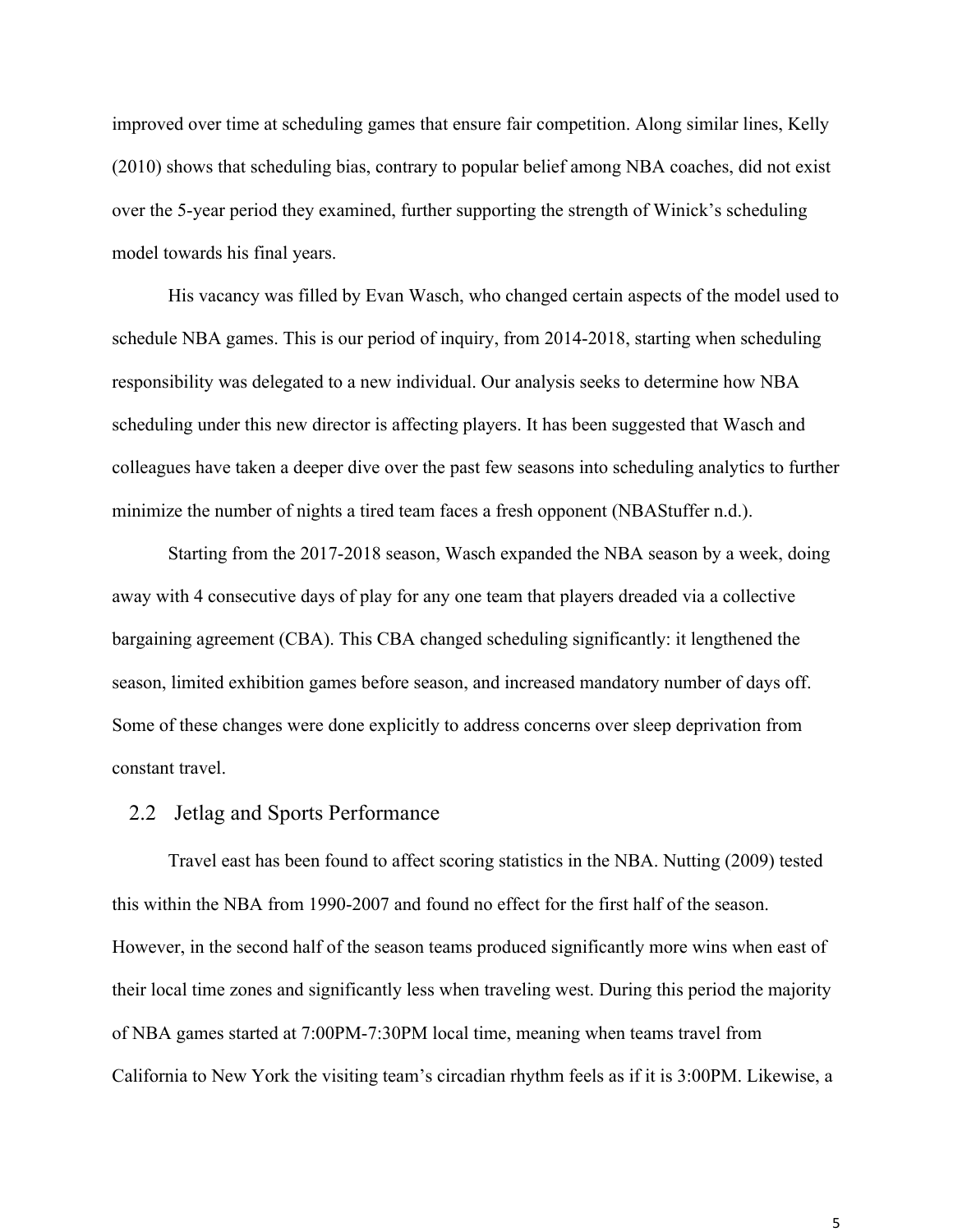improved over time at scheduling games that ensure fair competition. Along similar lines, Kelly (2010) shows that scheduling bias, contrary to popular belief among NBA coaches, did not exist over the 5-year period they examined, further supporting the strength of Winick's scheduling model towards his final years.

His vacancy was filled by Evan Wasch, who changed certain aspects of the model used to schedule NBA games. This is our period of inquiry, from 2014-2018, starting when scheduling responsibility was delegated to a new individual. Our analysis seeks to determine how NBA scheduling under this new director is affecting players. It has been suggested that Wasch and colleagues have taken a deeper dive over the past few seasons into scheduling analytics to further minimize the number of nights a tired team faces a fresh opponent (NBAStuffer n.d.).

Starting from the 2017-2018 season, Wasch expanded the NBA season by a week, doing away with 4 consecutive days of play for any one team that players dreaded via a collective bargaining agreement (CBA). This CBA changed scheduling significantly: it lengthened the season, limited exhibition games before season, and increased mandatory number of days off. Some of these changes were done explicitly to address concerns over sleep deprivation from constant travel.

## 2.2 Jetlag and Sports Performance

Travel east has been found to affect scoring statistics in the NBA. Nutting (2009) tested this within the NBA from 1990-2007 and found no effect for the first half of the season. However, in the second half of the season teams produced significantly more wins when east of their local time zones and significantly less when traveling west. During this period the majority of NBA games started at 7:00PM-7:30PM local time, meaning when teams travel from California to New York the visiting team's circadian rhythm feels as if it is 3:00PM. Likewise, a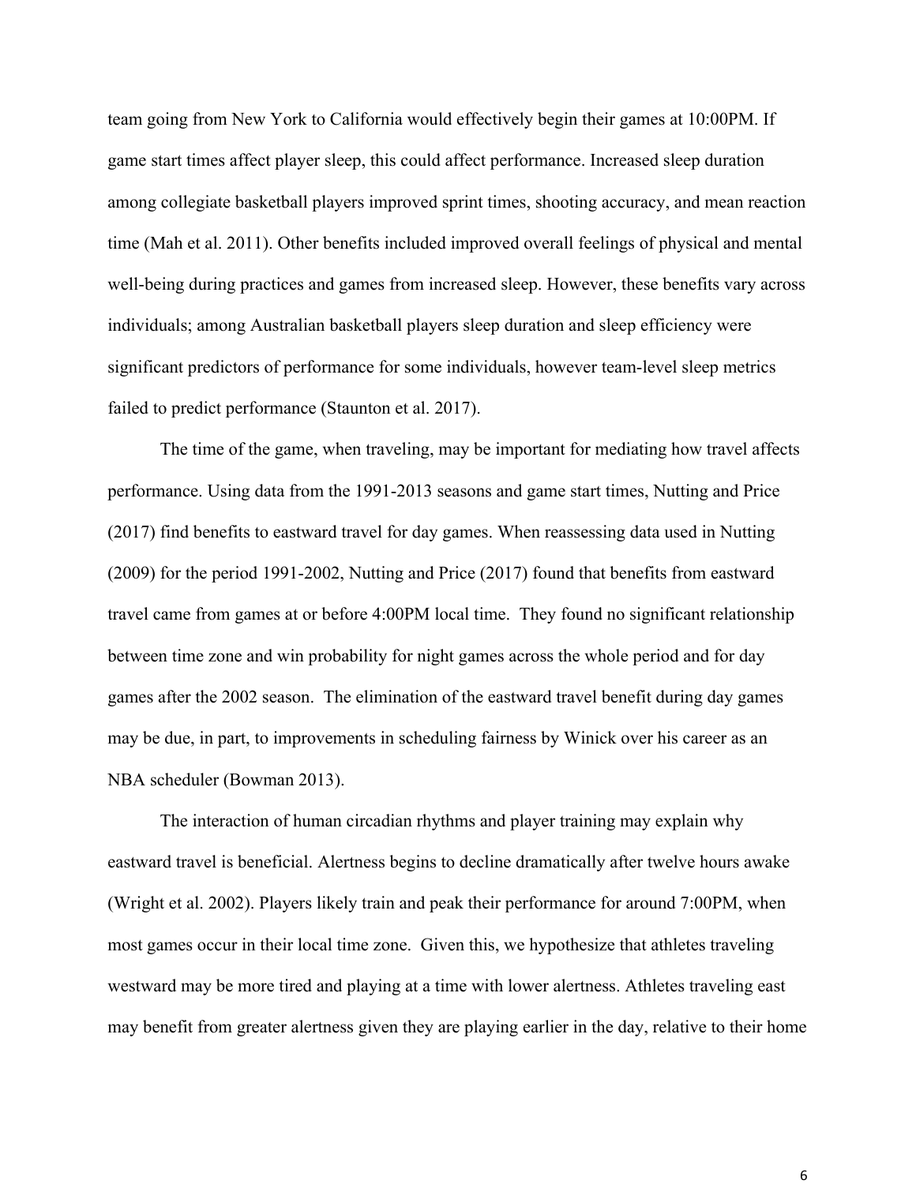team going from New York to California would effectively begin their games at 10:00PM. If game start times affect player sleep, this could affect performance. Increased sleep duration among collegiate basketball players improved sprint times, shooting accuracy, and mean reaction time (Mah et al. 2011). Other benefits included improved overall feelings of physical and mental well-being during practices and games from increased sleep. However, these benefits vary across individuals; among Australian basketball players sleep duration and sleep efficiency were significant predictors of performance for some individuals, however team-level sleep metrics failed to predict performance (Staunton et al. 2017).

The time of the game, when traveling, may be important for mediating how travel affects performance. Using data from the 1991-2013 seasons and game start times, Nutting and Price (2017) find benefits to eastward travel for day games. When reassessing data used in Nutting (2009) for the period 1991-2002, Nutting and Price (2017) found that benefits from eastward travel came from games at or before 4:00PM local time. They found no significant relationship between time zone and win probability for night games across the whole period and for day games after the 2002 season. The elimination of the eastward travel benefit during day games may be due, in part, to improvements in scheduling fairness by Winick over his career as an NBA scheduler (Bowman 2013).

The interaction of human circadian rhythms and player training may explain why eastward travel is beneficial. Alertness begins to decline dramatically after twelve hours awake (Wright et al. 2002). Players likely train and peak their performance for around 7:00PM, when most games occur in their local time zone. Given this, we hypothesize that athletes traveling westward may be more tired and playing at a time with lower alertness. Athletes traveling east may benefit from greater alertness given they are playing earlier in the day, relative to their home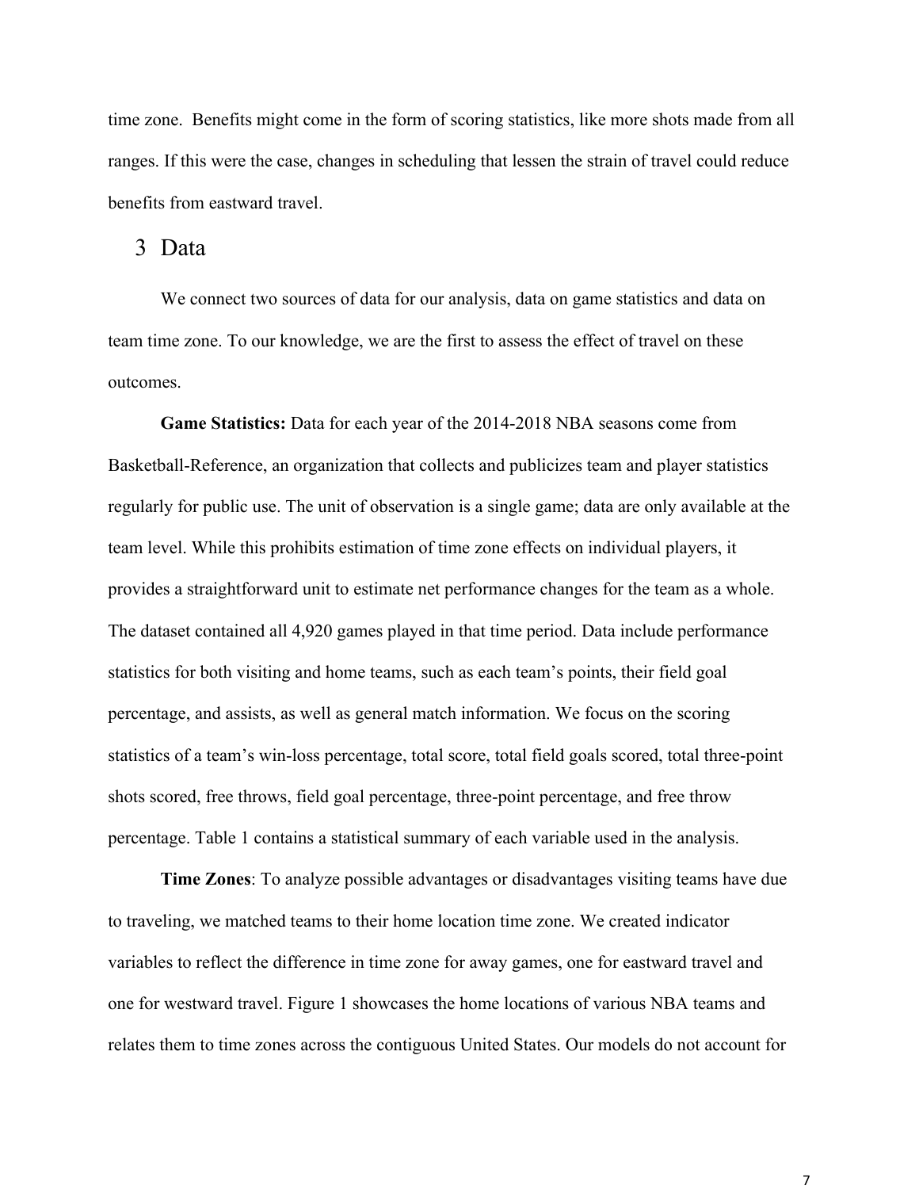time zone. Benefits might come in the form of scoring statistics, like more shots made from all ranges. If this were the case, changes in scheduling that lessen the strain of travel could reduce benefits from eastward travel.

## 3 Data

We connect two sources of data for our analysis, data on game statistics and data on team time zone. To our knowledge, we are the first to assess the effect of travel on these outcomes.

**Game Statistics:** Data for each year of the 2014-2018 NBA seasons come from Basketball-Reference, an organization that collects and publicizes team and player statistics regularly for public use. The unit of observation is a single game; data are only available at the team level. While this prohibits estimation of time zone effects on individual players, it provides a straightforward unit to estimate net performance changes for the team as a whole. The dataset contained all 4,920 games played in that time period. Data include performance statistics for both visiting and home teams, such as each team's points, their field goal percentage, and assists, as well as general match information. We focus on the scoring statistics of a team's win-loss percentage, total score, total field goals scored, total three-point shots scored, free throws, field goal percentage, three-point percentage, and free throw percentage. Table 1 contains a statistical summary of each variable used in the analysis.

**Time Zones**: To analyze possible advantages or disadvantages visiting teams have due to traveling, we matched teams to their home location time zone. We created indicator variables to reflect the difference in time zone for away games, one for eastward travel and one for westward travel. Figure 1 showcases the home locations of various NBA teams and relates them to time zones across the contiguous United States. Our models do not account for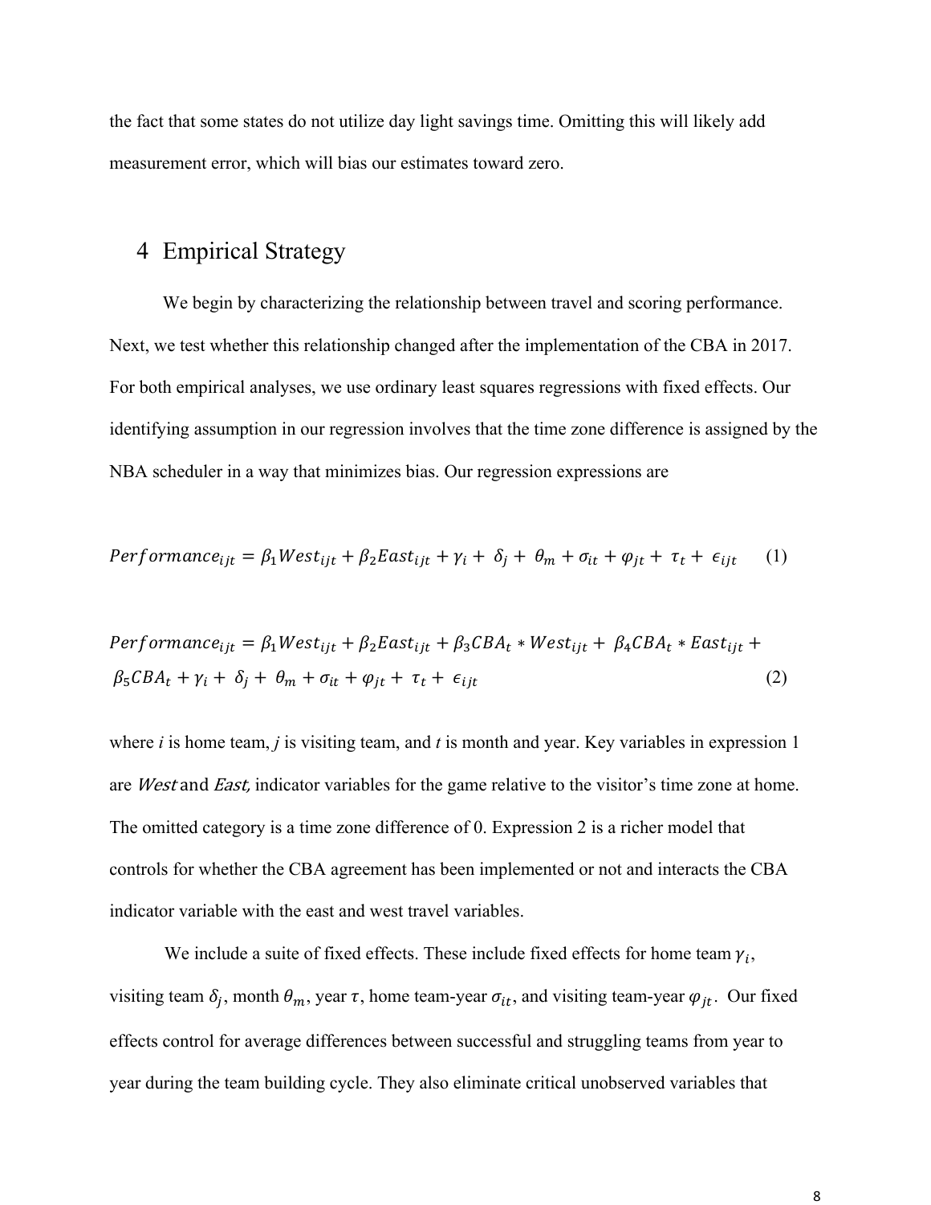the fact that some states do not utilize day light savings time. Omitting this will likely add measurement error, which will bias our estimates toward zero.

# 4 Empirical Strategy

We begin by characterizing the relationship between travel and scoring performance. Next, we test whether this relationship changed after the implementation of the CBA in 2017. For both empirical analyses, we use ordinary least squares regressions with fixed effects. Our identifying assumption in our regression involves that the time zone difference is assigned by the NBA scheduler in a way that minimizes bias. Our regression expressions are

$$Performance_{ijt} = \beta_1 West_{ijt} + \beta_2 East_{ijt} + \gamma_i + \delta_j + \theta_m + \sigma_{it} + \varphi_{jt} + \tau_t + \epsilon_{ijt} \quad (1)$$

$$Performance_{ijt} = \beta_1 West_{ijt} + \beta_2 East_{ijt} + \beta_3 CBA_t * West_{ijt} + \beta_4 CBA_t * East_{ijt} + \beta_5 CBA_t + \gamma_i + \delta_j + \theta_m + \sigma_{it} + \varphi_{jt} + \tau_t + \epsilon_{ijt} \quad (2)$$

where *i* is home team, *j* is visiting team, and *t* is month and year. Key variables in expression 1 are *West* and *East,* indicator variables for the game relative to the visitor's time zone at home. The omitted category is a time zone difference of 0. Expression 2 is a richer model that controls for whether the CBA agreement has been implemented or not and interacts the CBA indicator variable with the east and west travel variables.

We include a suite of fixed effects. These include fixed effects for home team $\gamma_i$, visiting team $\delta_j$, month $\theta_m$, year $\tau$, home team-year $\sigma_{it}$, and visiting team-year $\varphi_{jt}$. Our fixed effects control for average differences between successful and struggling teams from year to year during the team building cycle. They also eliminate critical unobserved variables that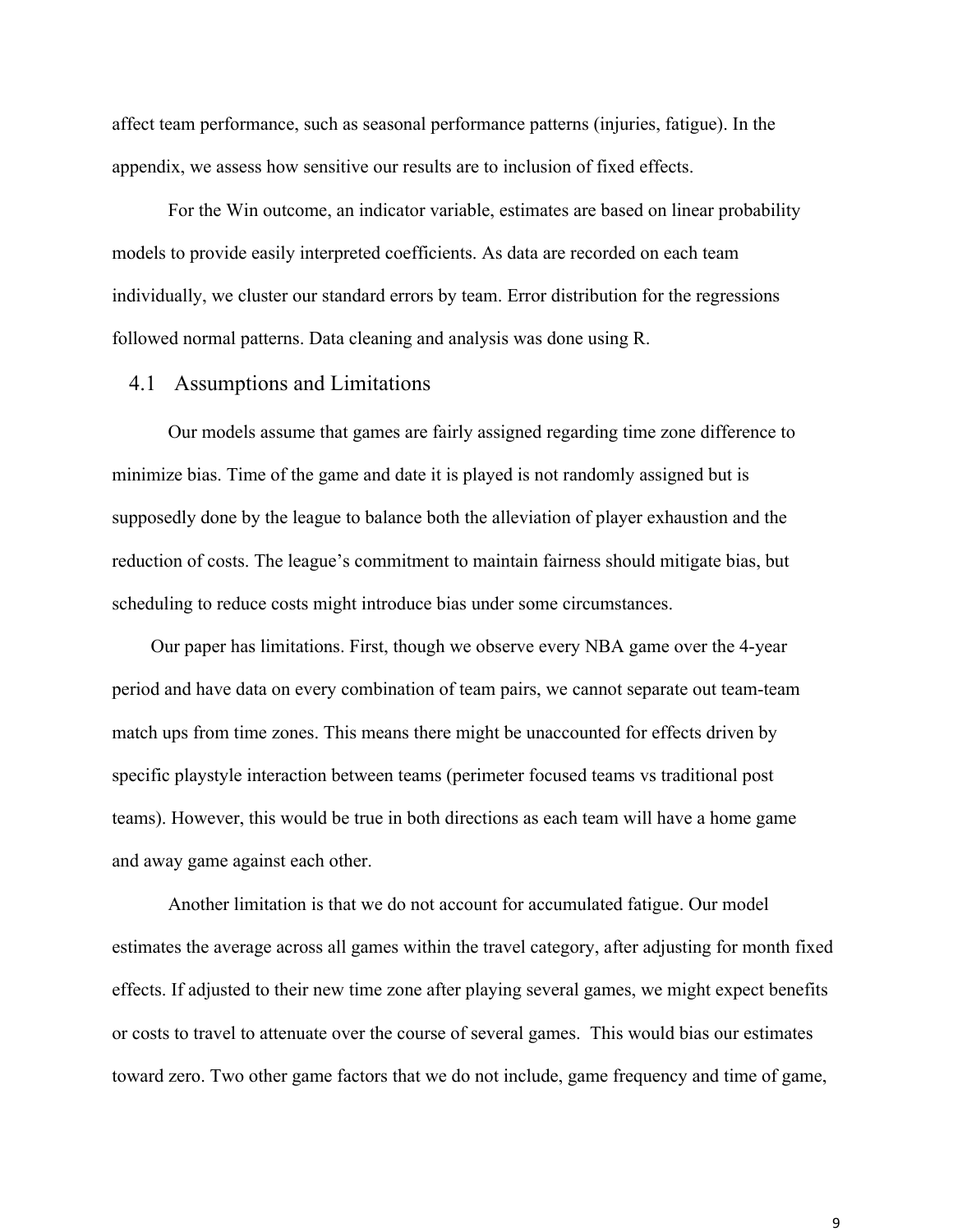affect team performance, such as seasonal performance patterns (injuries, fatigue). In the appendix, we assess how sensitive our results are to inclusion of fixed effects.

For the Win outcome, an indicator variable, estimates are based on linear probability models to provide easily interpreted coefficients. As data are recorded on each team individually, we cluster our standard errors by team. Error distribution for the regressions followed normal patterns. Data cleaning and analysis was done using R.

## 4.1 Assumptions and Limitations

Our models assume that games are fairly assigned regarding time zone difference to minimize bias. Time of the game and date it is played is not randomly assigned but is supposedly done by the league to balance both the alleviation of player exhaustion and the reduction of costs. The league's commitment to maintain fairness should mitigate bias, but scheduling to reduce costs might introduce bias under some circumstances.

Our paper has limitations. First, though we observe every NBA game over the 4-year period and have data on every combination of team pairs, we cannot separate out team-team match ups from time zones. This means there might be unaccounted for effects driven by specific playstyle interaction between teams (perimeter focused teams vs traditional post teams). However, this would be true in both directions as each team will have a home game and away game against each other.

Another limitation is that we do not account for accumulated fatigue. Our model estimates the average across all games within the travel category, after adjusting for month fixed effects. If adjusted to their new time zone after playing several games, we might expect benefits or costs to travel to attenuate over the course of several games. This would bias our estimates toward zero. Two other game factors that we do not include, game frequency and time of game,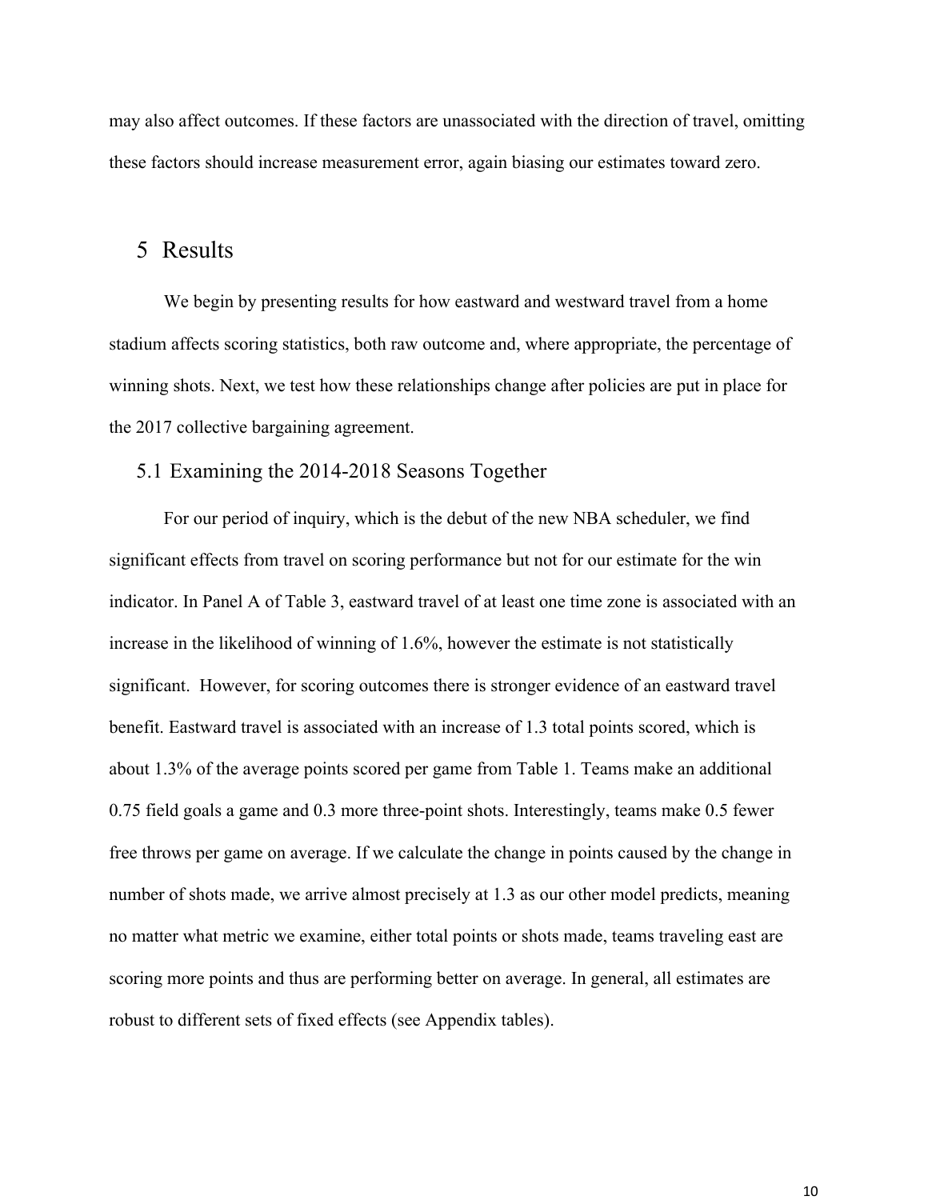may also affect outcomes. If these factors are unassociated with the direction of travel, omitting these factors should increase measurement error, again biasing our estimates toward zero.

## 5 Results

We begin by presenting results for how eastward and westward travel from a home stadium affects scoring statistics, both raw outcome and, where appropriate, the percentage of winning shots. Next, we test how these relationships change after policies are put in place for the 2017 collective bargaining agreement.

### 5.1 Examining the 2014-2018 Seasons Together

For our period of inquiry, which is the debut of the new NBA scheduler, we find significant effects from travel on scoring performance but not for our estimate for the win indicator. In Panel A of Table 3, eastward travel of at least one time zone is associated with an increase in the likelihood of winning of 1.6%, however the estimate is not statistically significant. However, for scoring outcomes there is stronger evidence of an eastward travel benefit. Eastward travel is associated with an increase of 1.3 total points scored, which is about 1.3% of the average points scored per game from Table 1. Teams make an additional 0.75 field goals a game and 0.3 more three-point shots. Interestingly, teams make 0.5 fewer free throws per game on average. If we calculate the change in points caused by the change in number of shots made, we arrive almost precisely at 1.3 as our other model predicts, meaning no matter what metric we examine, either total points or shots made, teams traveling east are scoring more points and thus are performing better on average. In general, all estimates are robust to different sets of fixed effects (see Appendix tables).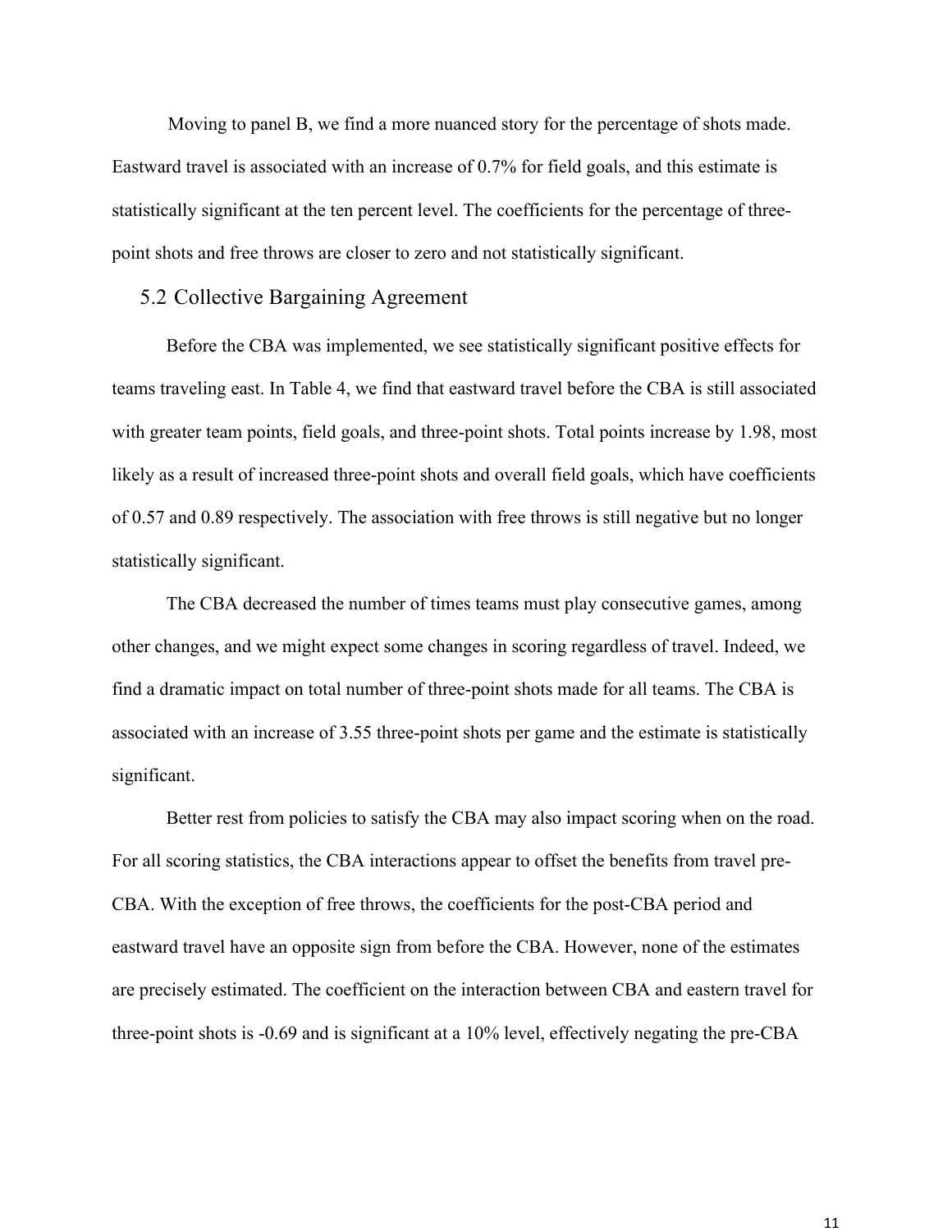Moving to panel B, we find a more nuanced story for the percentage of shots made. Eastward travel is associated with an increase of 0.7% for field goals, and this estimate is statistically significant at the ten percent level. The coefficients for the percentage of three-point shots and free throws are closer to zero and not statistically significant.

## 5.2 Collective Bargaining Agreement

Before the CBA was implemented, we see statistically significant positive effects for teams traveling east. In Table 4, we find that eastward travel before the CBA is still associated with greater team points, field goals, and three-point shots. Total points increase by 1.98, most likely as a result of increased three-point shots and overall field goals, which have coefficients of 0.57 and 0.89 respectively. The association with free throws is still negative but no longer statistically significant.

The CBA decreased the number of times teams must play consecutive games, among other changes, and we might expect some changes in scoring regardless of travel. Indeed, we find a dramatic impact on total number of three-point shots made for all teams. The CBA is associated with an increase of 3.55 three-point shots per game and the estimate is statistically significant.

Better rest from policies to satisfy the CBA may also impact scoring when on the road. For all scoring statistics, the CBA interactions appear to offset the benefits from travel pre-CBA. With the exception of free throws, the coefficients for the post-CBA period and eastward travel have an opposite sign from before the CBA. However, none of the estimates are precisely estimated. The coefficient on the interaction between CBA and eastern travel for three-point shots is -0.69 and is significant at a 10% level, effectively negating the pre-CBA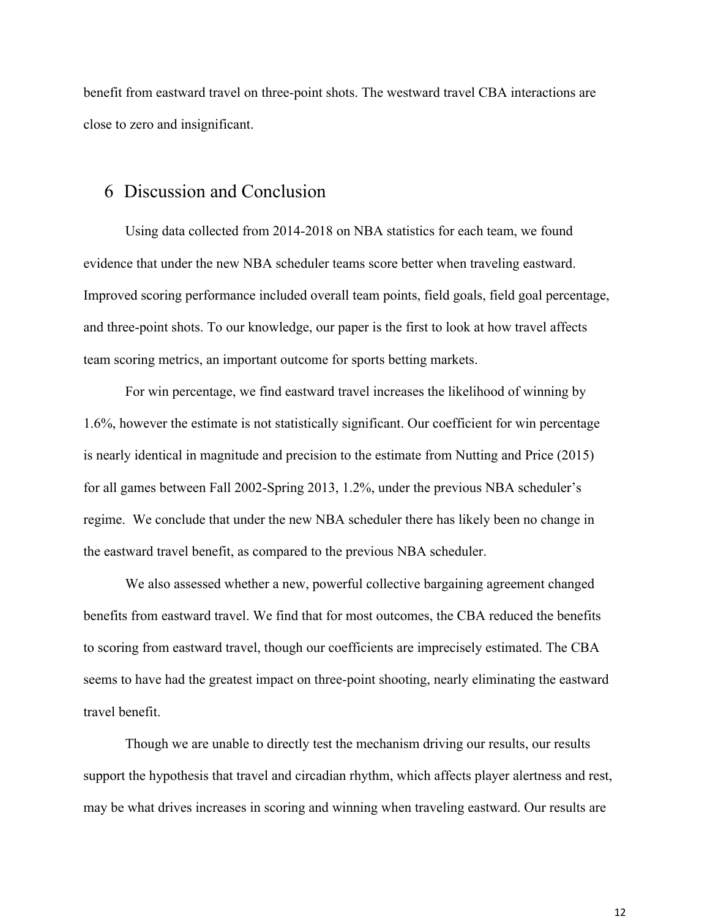benefit from eastward travel on three-point shots. The westward travel CBA interactions are close to zero and insignificant.

## 6 Discussion and Conclusion

Using data collected from 2014-2018 on NBA statistics for each team, we found evidence that under the new NBA scheduler teams score better when traveling eastward. Improved scoring performance included overall team points, field goals, field goal percentage, and three-point shots. To our knowledge, our paper is the first to look at how travel affects team scoring metrics, an important outcome for sports betting markets.

For win percentage, we find eastward travel increases the likelihood of winning by 1.6%, however the estimate is not statistically significant. Our coefficient for win percentage is nearly identical in magnitude and precision to the estimate from Nutting and Price (2015) for all games between Fall 2002-Spring 2013, 1.2%, under the previous NBA scheduler's regime. We conclude that under the new NBA scheduler there has likely been no change in the eastward travel benefit, as compared to the previous NBA scheduler.

We also assessed whether a new, powerful collective bargaining agreement changed benefits from eastward travel. We find that for most outcomes, the CBA reduced the benefits to scoring from eastward travel, though our coefficients are imprecisely estimated. The CBA seems to have had the greatest impact on three-point shooting, nearly eliminating the eastward travel benefit.

Though we are unable to directly test the mechanism driving our results, our results support the hypothesis that travel and circadian rhythm, which affects player alertness and rest, may be what drives increases in scoring and winning when traveling eastward. Our results are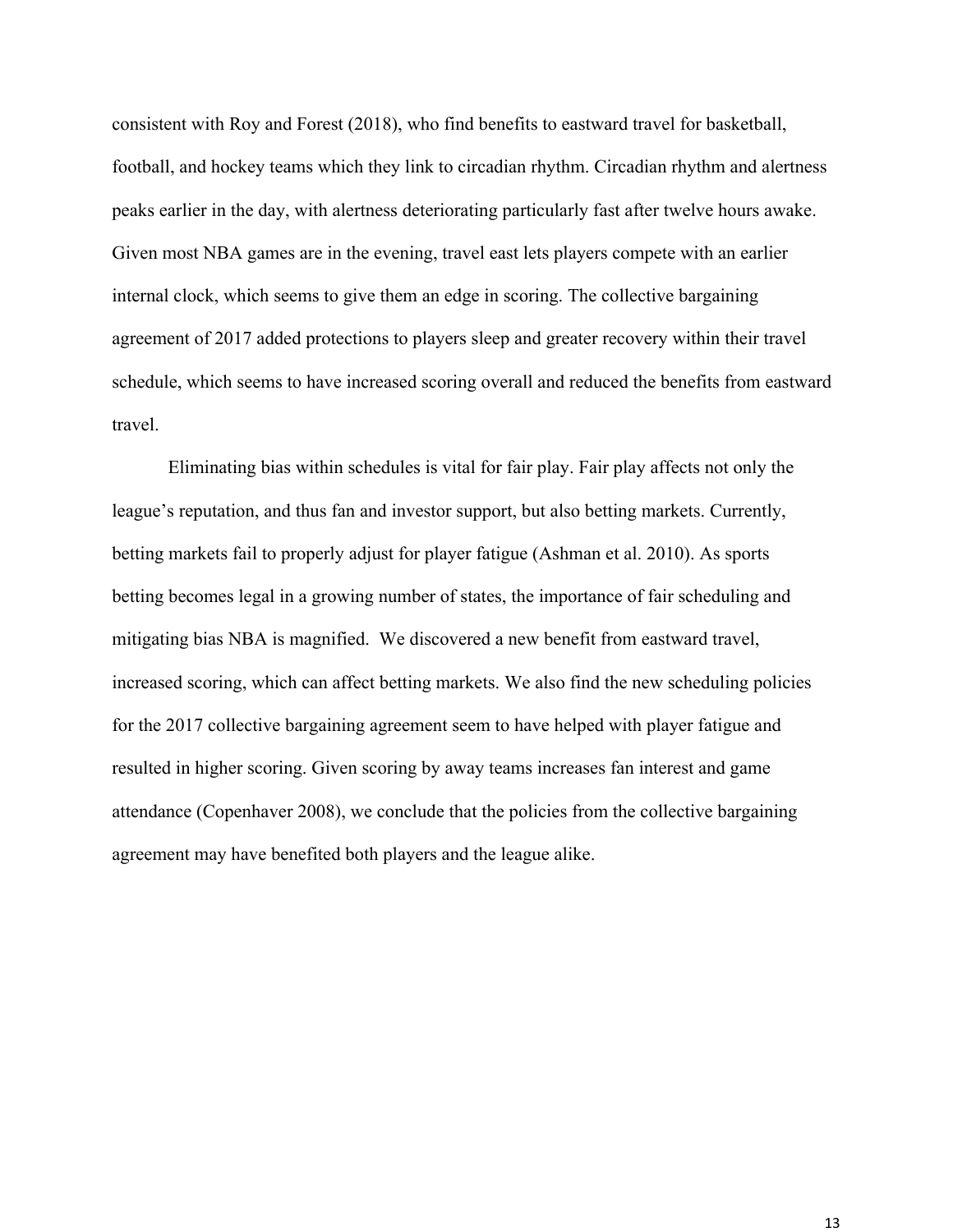consistent with Roy and Forest (2018), who find benefits to eastward travel for basketball, football, and hockey teams which they link to circadian rhythm. Circadian rhythm and alertness peaks earlier in the day, with alertness deteriorating particularly fast after twelve hours awake. Given most NBA games are in the evening, travel east lets players compete with an earlier internal clock, which seems to give them an edge in scoring. The collective bargaining agreement of 2017 added protections to players sleep and greater recovery within their travel schedule, which seems to have increased scoring overall and reduced the benefits from eastward travel.

Eliminating bias within schedules is vital for fair play. Fair play affects not only the league's reputation, and thus fan and investor support, but also betting markets. Currently, betting markets fail to properly adjust for player fatigue (Ashman et al. 2010). As sports betting becomes legal in a growing number of states, the importance of fair scheduling and mitigating bias NBA is magnified. We discovered a new benefit from eastward travel, increased scoring, which can affect betting markets. We also find the new scheduling policies for the 2017 collective bargaining agreement seem to have helped with player fatigue and resulted in higher scoring. Given scoring by away teams increases fan interest and game attendance (Copenhaver 2008), we conclude that the policies from the collective bargaining agreement may have benefited both players and the league alike.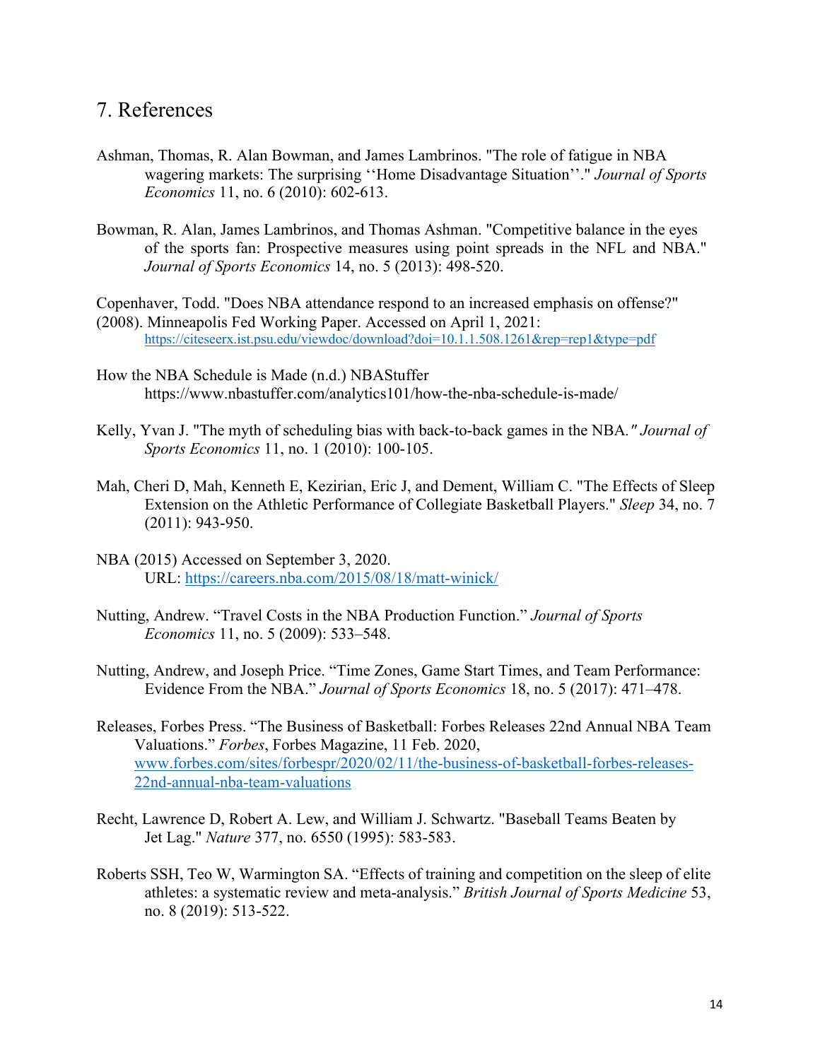## 7. References

Ashman, Thomas, R. Alan Bowman, and James Lambrinos. "The role of fatigue in NBA wagering markets: The surprising ''Home Disadvantage Situation''." *Journal of Sports Economics* 11, no. 6 (2010): 602-613.

Bowman, R. Alan, James Lambrinos, and Thomas Ashman. "Competitive balance in the eyes of the sports fan: Prospective measures using point spreads in the NFL and NBA." *Journal of Sports Economics* 14, no. 5 (2013): 498-520.

Copenhaver, Todd. "Does NBA attendance respond to an increased emphasis on offense?" (2008). Minneapolis Fed Working Paper. Accessed on April 1, 2021: https://citeseerx.ist.psu.edu/viewdoc/download?doi=10.1.1.508.1261&rep=rep1&type=pdf

How the NBA Schedule is Made (n.d.) NBAStuffer https://www.nbastuffer.com/analytics101/how-the-nba-schedule-is-made/

Kelly, Yvan J. "The myth of scheduling bias with back-to-back games in the NBA." *Journal of Sports Economics* 11, no. 1 (2010): 100-105.

Mah, Cheri D, Mah, Kenneth E, Kezirian, Eric J, and Dement, William C. "The Effects of Sleep Extension on the Athletic Performance of Collegiate Basketball Players." *Sleep* 34, no. 7 (2011): 943-950.

NBA (2015) Accessed on September 3, 2020. URL: https://careers.nba.com/2015/08/18/matt-winick/

Nutting, Andrew. "Travel Costs in the NBA Production Function." *Journal of Sports Economics* 11, no. 5 (2009): 533–548.

Nutting, Andrew, and Joseph Price. "Time Zones, Game Start Times, and Team Performance: Evidence From the NBA." *Journal of Sports Economics* 18, no. 5 (2017): 471–478.

Releases, Forbes Press. "The Business of Basketball: Forbes Releases 22nd Annual NBA Team Valuations." *Forbes*, Forbes Magazine, 11 Feb. 2020, www.forbes.com/sites/forbespr/2020/02/11/the-business-of-basketball-forbes-releases-22nd-annual-nba-team-valuations

Recht, Lawrence D, Robert A. Lew, and William J. Schwartz. "Baseball Teams Beaten by Jet Lag." *Nature* 377, no. 6550 (1995): 583-583.

Roberts SSH, Teo W, Warmington SA. "Effects of training and competition on the sleep of elite athletes: a systematic review and meta-analysis." *British Journal of Sports Medicine* 53, no. 8 (2019): 513-522.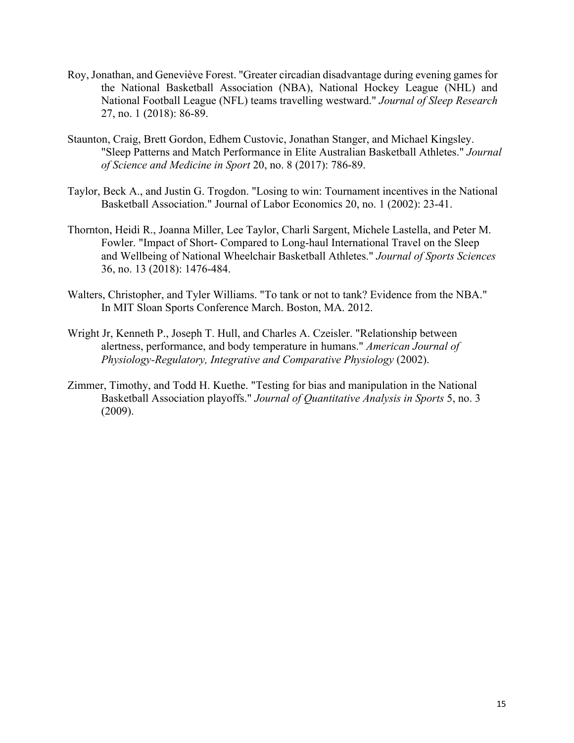Roy, Jonathan, and Geneviève Forest. "Greater circadian disadvantage during evening games for the National Basketball Association (NBA), National Hockey League (NHL) and National Football League (NFL) teams travelling westward." *Journal of Sleep Research* 27, no. 1 (2018): 86-89.

Staunton, Craig, Brett Gordon, Edhem Custovic, Jonathan Stanger, and Michael Kingsley. "Sleep Patterns and Match Performance in Elite Australian Basketball Athletes." *Journal of Science and Medicine in Sport* 20, no. 8 (2017): 786-89.

Taylor, Beck A., and Justin G. Trogdon. "Losing to win: Tournament incentives in the National Basketball Association." Journal of Labor Economics 20, no. 1 (2002): 23-41.

Thornton, Heidi R., Joanna Miller, Lee Taylor, Charli Sargent, Michele Lastella, and Peter M. Fowler. "Impact of Short- Compared to Long-haul International Travel on the Sleep and Wellbeing of National Wheelchair Basketball Athletes." *Journal of Sports Sciences* 36, no. 13 (2018): 1476-484.

Walters, Christopher, and Tyler Williams. "To tank or not to tank? Evidence from the NBA." In MIT Sloan Sports Conference March. Boston, MA. 2012.

Wright Jr, Kenneth P., Joseph T. Hull, and Charles A. Czeisler. "Relationship between alertness, performance, and body temperature in humans." *American Journal of Physiology-Regulatory, Integrative and Comparative Physiology* (2002).

Zimmer, Timothy, and Todd H. Kuethe. "Testing for bias and manipulation in the National Basketball Association playoffs." *Journal of Quantitative Analysis in Sports* 5, no. 3 (2009).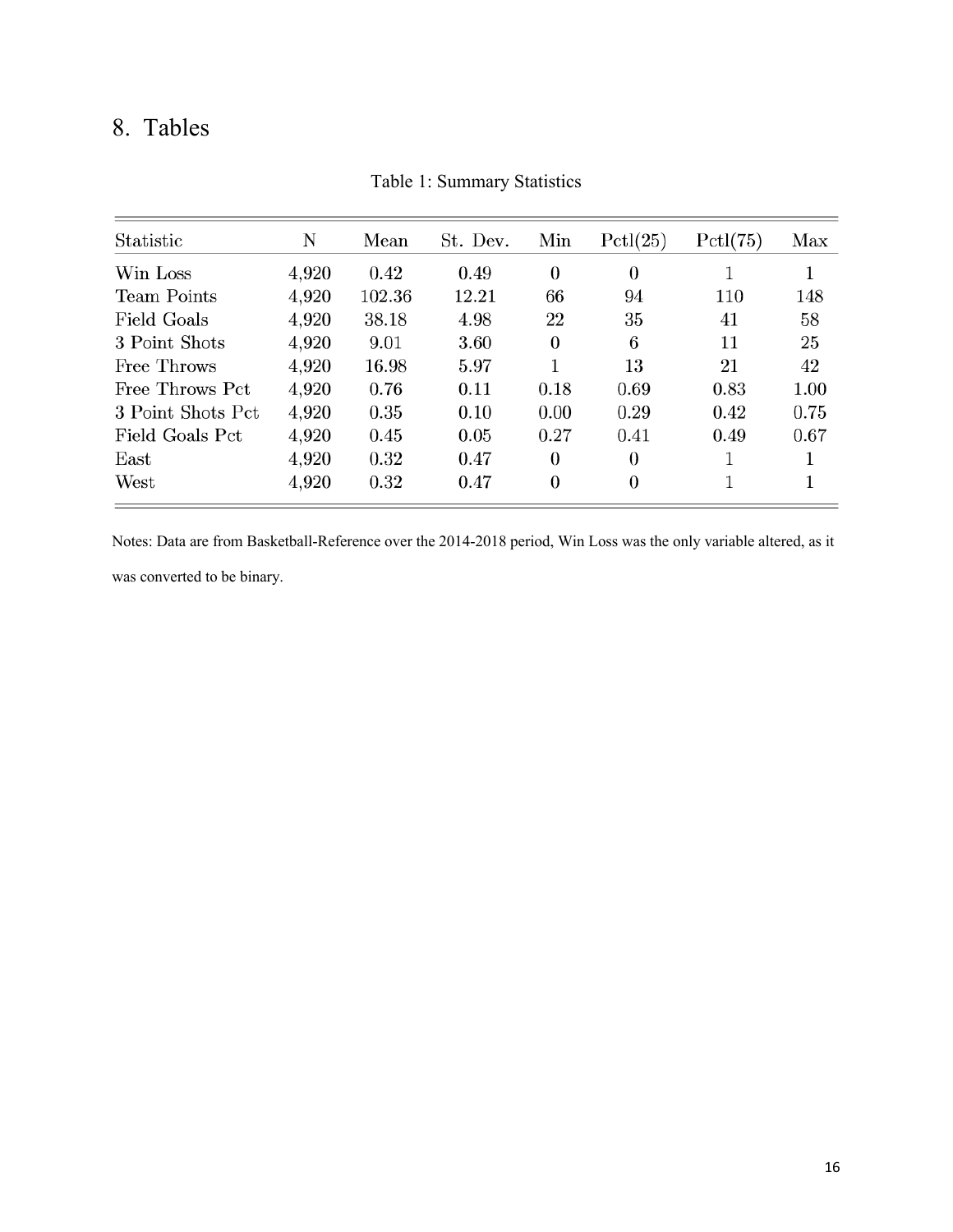# 8. Tables

Table 1: Summary Statistics

| Statistic | N | Mean | St. Dev. | Min | Pctl(25) | Pctl(75) | Max |
|---|---|---|---|---|---|---|---|
| Win Loss | 4,920 | 0.42 | 0.49 | 0 | 0 | 1 | 1 |
| Team Points | 4,920 | 102.36 | 12.21 | 66 | 94 | 110 | 148 |
| Field Goals | 4,920 | 38.18 | 4.98 | 22 | 35 | 41 | 58 |
| 3 Point Shots | 4,920 | 9.01 | 3.60 | 0 | 6 | 11 | 25 |
| Free Throws | 4,920 | 16.98 | 5.97 | 1 | 13 | 21 | 42 |
| Free Throws Pct | 4,920 | 0.76 | 0.11 | 0.18 | 0.69 | 0.83 | 1.00 |
| 3 Point Shots Pct | 4,920 | 0.35 | 0.10 | 0.00 | 0.29 | 0.42 | 0.75 |
| Field Goals Pct | 4,920 | 0.45 | 0.05 | 0.27 | 0.41 | 0.49 | 0.67 |
| East | 4,920 | 0.32 | 0.47 | 0 | 0 | 1 | 1 |
| West | 4,920 | 0.32 | 0.47 | 0 | 0 | 1 | 1 |

Notes: Data are from Basketball-Reference over the 2014-2018 period, Win Loss was the only variable altered, as it was converted to be binary.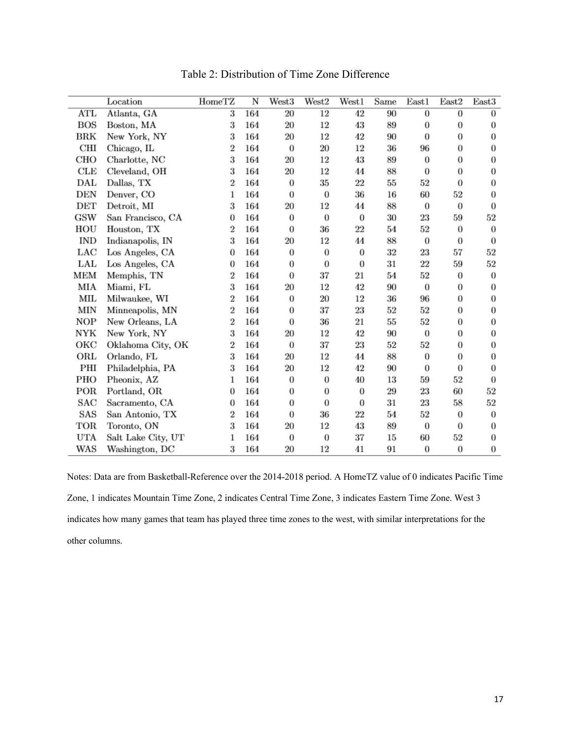Table 2: Distribution of Time Zone Difference

| | Location | HomeTZ | N | West3 | West2 | West1 | Same | East1 | East2 | East3 |
|---|---|---|---|---|---|---|---|---|---|---|
| ATL | Atlanta, GA | 3 | 164 | 20 | 12 | 42 | 90 | 0 | 0 | 0 |
| BOS | Boston, MA | 3 | 164 | 20 | 12 | 43 | 89 | 0 | 0 | 0 |
| BRK | New York, NY | 3 | 164 | 20 | 12 | 42 | 90 | 0 | 0 | 0 |
| CHI | Chicago, IL | 2 | 164 | 0 | 20 | 12 | 36 | 96 | 0 | 0 |
| CHO | Charlotte, NC | 3 | 164 | 20 | 12 | 43 | 89 | 0 | 0 | 0 |
| CLE | Cleveland, OH | 3 | 164 | 20 | 12 | 44 | 88 | 0 | 0 | 0 |
| DAL | Dallas, TX | 2 | 164 | 0 | 35 | 22 | 55 | 52 | 0 | 0 |
| DEN | Denver, CO | 1 | 164 | 0 | 0 | 36 | 16 | 60 | 52 | 0 |
| DET | Detroit, MI | 3 | 164 | 20 | 12 | 44 | 88 | 0 | 0 | 0 |
| GSW | San Francisco, CA | 0 | 164 | 0 | 0 | 0 | 30 | 23 | 59 | 52 |
| HOU | Houston, TX | 2 | 164 | 0 | 36 | 22 | 54 | 52 | 0 | 0 |
| IND | Indianapolis, IN | 3 | 164 | 20 | 12 | 44 | 88 | 0 | 0 | 0 |
| LAC | Los Angeles, CA | 0 | 164 | 0 | 0 | 0 | 32 | 23 | 57 | 52 |
| LAL | Los Angeles, CA | 0 | 164 | 0 | 0 | 0 | 31 | 22 | 59 | 52 |
| MEM | Memphis, TN | 2 | 164 | 0 | 37 | 21 | 54 | 52 | 0 | 0 |
| MIA | Miami, FL | 3 | 164 | 20 | 12 | 42 | 90 | 0 | 0 | 0 |
| MIL | Milwaukee, WI | 2 | 164 | 0 | 20 | 12 | 36 | 96 | 0 | 0 |
| MIN | Minneapolis, MN | 2 | 164 | 0 | 37 | 23 | 52 | 52 | 0 | 0 |
| NOP | New Orleans, LA | 2 | 164 | 0 | 36 | 21 | 55 | 52 | 0 | 0 |
| NYK | New York, NY | 3 | 164 | 20 | 12 | 42 | 90 | 0 | 0 | 0 |
| OKC | Oklahoma City, OK | 2 | 164 | 0 | 37 | 23 | 52 | 52 | 0 | 0 |
| ORL | Orlando, FL | 3 | 164 | 20 | 12 | 44 | 88 | 0 | 0 | 0 |
| PHI | Philadelphia, PA | 3 | 164 | 20 | 12 | 42 | 90 | 0 | 0 | 0 |
| PHO | Pheonix, AZ | 1 | 164 | 0 | 0 | 40 | 13 | 59 | 52 | 0 |
| POR | Portland, OR | 0 | 164 | 0 | 0 | 0 | 29 | 23 | 60 | 52 |
| SAC | Sacramento, CA | 0 | 164 | 0 | 0 | 0 | 31 | 23 | 58 | 52 |
| SAS | San Antonio, TX | 2 | 164 | 0 | 36 | 22 | 54 | 52 | 0 | 0 |
| TOR | Toronto, ON | 3 | 164 | 20 | 12 | 43 | 89 | 0 | 0 | 0 |
| UTA | Salt Lake City, UT | 1 | 164 | 0 | 0 | 37 | 15 | 60 | 52 | 0 |
| WAS | Washington, DC | 3 | 164 | 20 | 12 | 41 | 91 | 0 | 0 | 0 |

Notes: Data are from Basketball-Reference over the 2014-2018 period. A HomeTZ value of 0 indicates Pacific Time Zone, 1 indicates Mountain Time Zone, 2 indicates Central Time Zone, 3 indicates Eastern Time Zone. West 3 indicates how many games that team has played three time zones to the west, with similar interpretations for the other columns.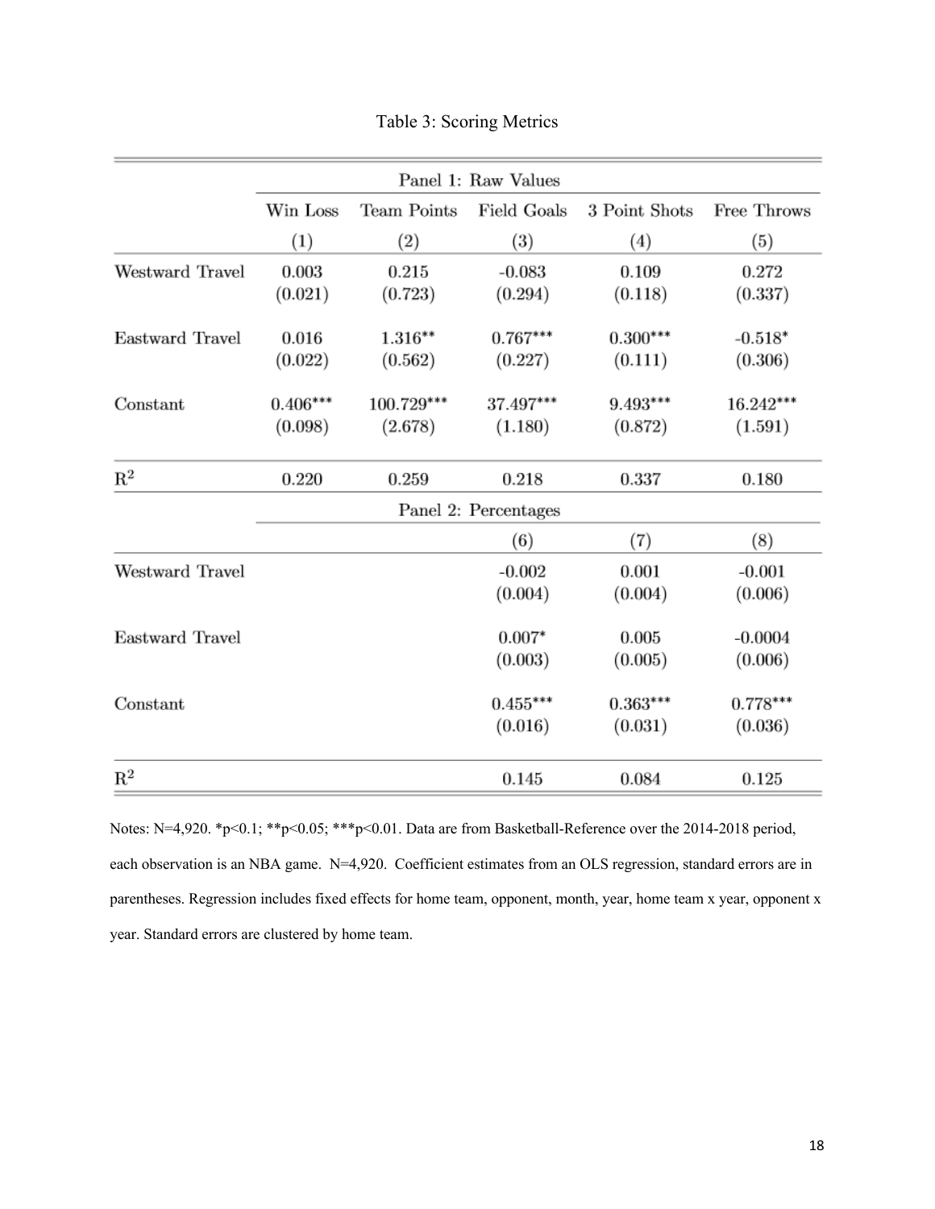Table 3: Scoring Metrics

| | Panel 1: Raw Values | | | | |
|---|---|---|---|---|---|
| | Win Loss | Team Points | Field Goals | 3 Point Shots | Free Throws |
| | (1) | (2) | (3) | (4) | (5) |
| Westward Travel | 0.003 | 0.215 | -0.083 | 0.109 | 0.272 |
| | (0.021) | (0.723) | (0.294) | (0.118) | (0.337) |
| Eastward Travel | 0.016 | 1.316** | 0.767*** | 0.300*** | -0.518* |
| | (0.022) | (0.562) | (0.227) | (0.111) | (0.306) |
| Constant | 0.406*** | 100.729*** | 37.497*** | 9.493*** | 16.242*** |
| | (0.098) | (2.678) | (1.180) | (0.872) | (1.591) |
| $R^2$ | 0.220 | 0.259 | 0.218 | 0.337 | 0.180 |
| | Panel 2: Percentages | | | | |
| | | | (6) | (7) | (8) |
| Westward Travel | | | -0.002 | 0.001 | -0.001 |
| | | | (0.004) | (0.004) | (0.006) |
| Eastward Travel | | | 0.007* | 0.005 | -0.0004 |
| | | | (0.003) | (0.005) | (0.006) |
| Constant | | | 0.455*** | 0.363*** | 0.778*** |
| | | | (0.016) | (0.031) | (0.036) |
| $R^2$ | | | 0.145 | 0.084 | 0.125 |

Notes: N=4,920. *p<0.1; **p<0.05; ***p<0.01. Data are from Basketball-Reference over the 2014-2018 period, each observation is an NBA game. N=4,920. Coefficient estimates from an OLS regression, standard errors are in parentheses. Regression includes fixed effects for home team, opponent, month, year, home team x year, opponent x year. Standard errors are clustered by home team.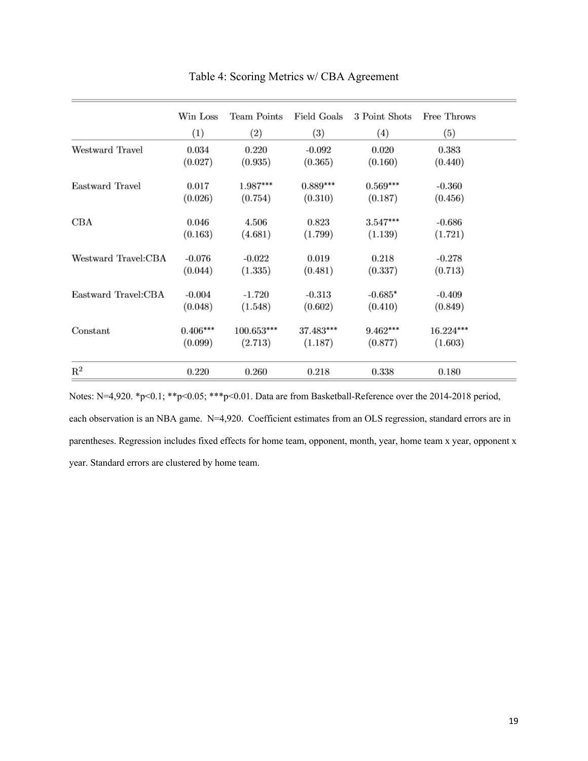Table 4: Scoring Metrics w/ CBA Agreement

| | Win Loss | Team Points | Field Goals | 3 Point Shots | Free Throws |
|---|---|---|---|---|---|
| | (1) | (2) | (3) | (4) | (5) |
| Westward Travel | 0.034 | 0.220 | -0.092 | 0.020 | 0.383 |
| | (0.027) | (0.935) | (0.365) | (0.160) | (0.440) |
| Eastward Travel | 0.017 | 1.987*** | 0.889*** | 0.569*** | -0.360 |
| | (0.026) | (0.754) | (0.310) | (0.187) | (0.456) |
| CBA | 0.046 | 4.506 | 0.823 | 3.547*** | -0.686 |
| | (0.163) | (4.681) | (1.799) | (1.139) | (1.721) |
| Westward Travel:CBA | -0.076 | -0.022 | 0.019 | 0.218 | -0.278 |
| | (0.044) | (1.335) | (0.481) | (0.337) | (0.713) |
| Eastward Travel:CBA | -0.004 | -1.720 | -0.313 | -0.685* | -0.409 |
| | (0.048) | (1.548) | (0.602) | (0.410) | (0.849) |
| Constant | 0.406*** | 100.653*** | 37.483*** | 9.462*** | 16.224*** |
| | (0.099) | (2.713) | (1.187) | (0.877) | (1.603) |
| $R^2$ | 0.220 | 0.260 | 0.218 | 0.338 | 0.180 |

Notes: N=4,920. *p<0.1; **p<0.05; ***p<0.01. Data are from Basketball-Reference over the 2014-2018 period, each observation is an NBA game. N=4,920. Coefficient estimates from an OLS regression, standard errors are in parentheses. Regression includes fixed effects for home team, opponent, month, year, home team x year, opponent x year. Standard errors are clustered by home team.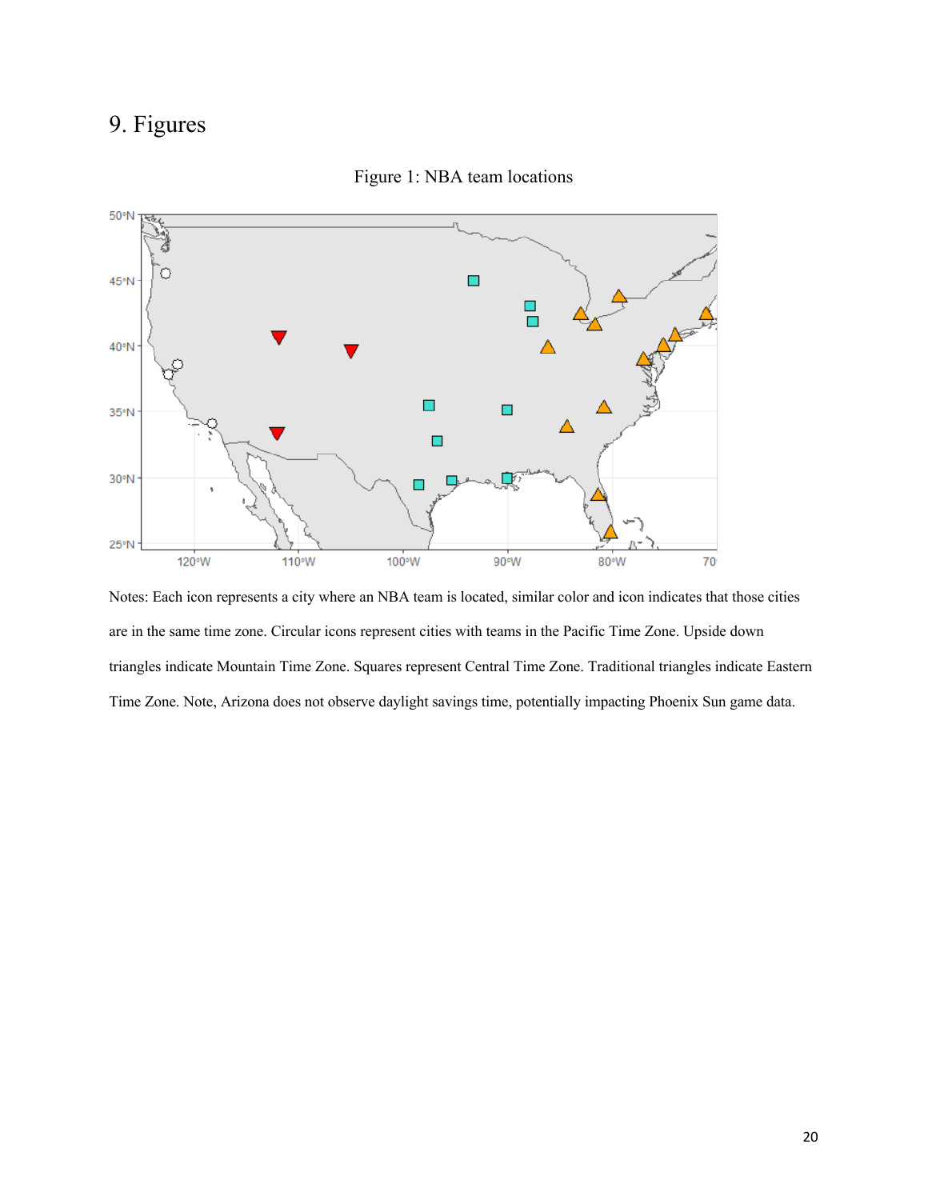# 9. Figures

Figure 1: NBA team locations

Notes: Each icon represents a city where an NBA team is located, similar color and icon indicates that those cities are in the same time zone. Circular icons represent cities with teams in the Pacific Time Zone. Upside down triangles indicate Mountain Time Zone. Squares represent Central Time Zone. Traditional triangles indicate Eastern Time Zone. Note, Arizona does not observe daylight savings time, potentially impacting Phoenix Sun game data.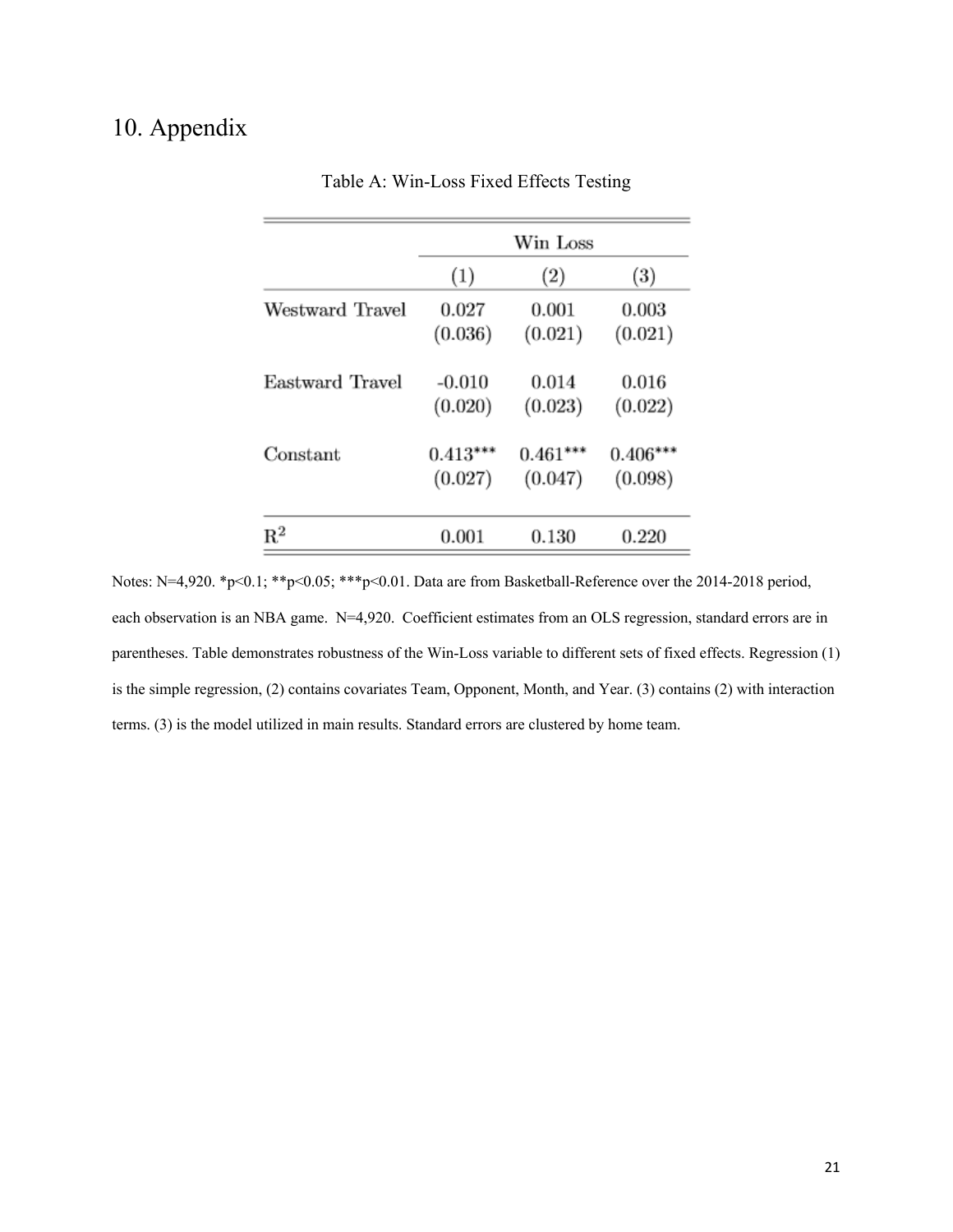# 10. Appendix

Table A: Win-Loss Fixed Effects Testing

| | Win Loss | | |
|---|---|---|---|
| | (1) | (2) | (3) |
| Westward Travel | 0.027 | 0.001 | 0.003 |
| | (0.036) | (0.021) | (0.021) |
| Eastward Travel | -0.010 | 0.014 | 0.016 |
| | (0.020) | (0.023) | (0.022) |
| Constant | 0.413*** | 0.461*** | 0.406*** |
| | (0.027) | (0.047) | (0.098) |
| $R^2$ | 0.001 | 0.130 | 0.220 |

Notes: N=4,920. *p<0.1; **p<0.05; ***p<0.01. Data are from Basketball-Reference over the 2014-2018 period, each observation is an NBA game. N=4,920. Coefficient estimates from an OLS regression, standard errors are in parentheses. Table demonstrates robustness of the Win-Loss variable to different sets of fixed effects. Regression (1) is the simple regression, (2) contains covariates Team, Opponent, Month, and Year. (3) contains (2) with interaction terms. (3) is the model utilized in main results. Standard errors are clustered by home team.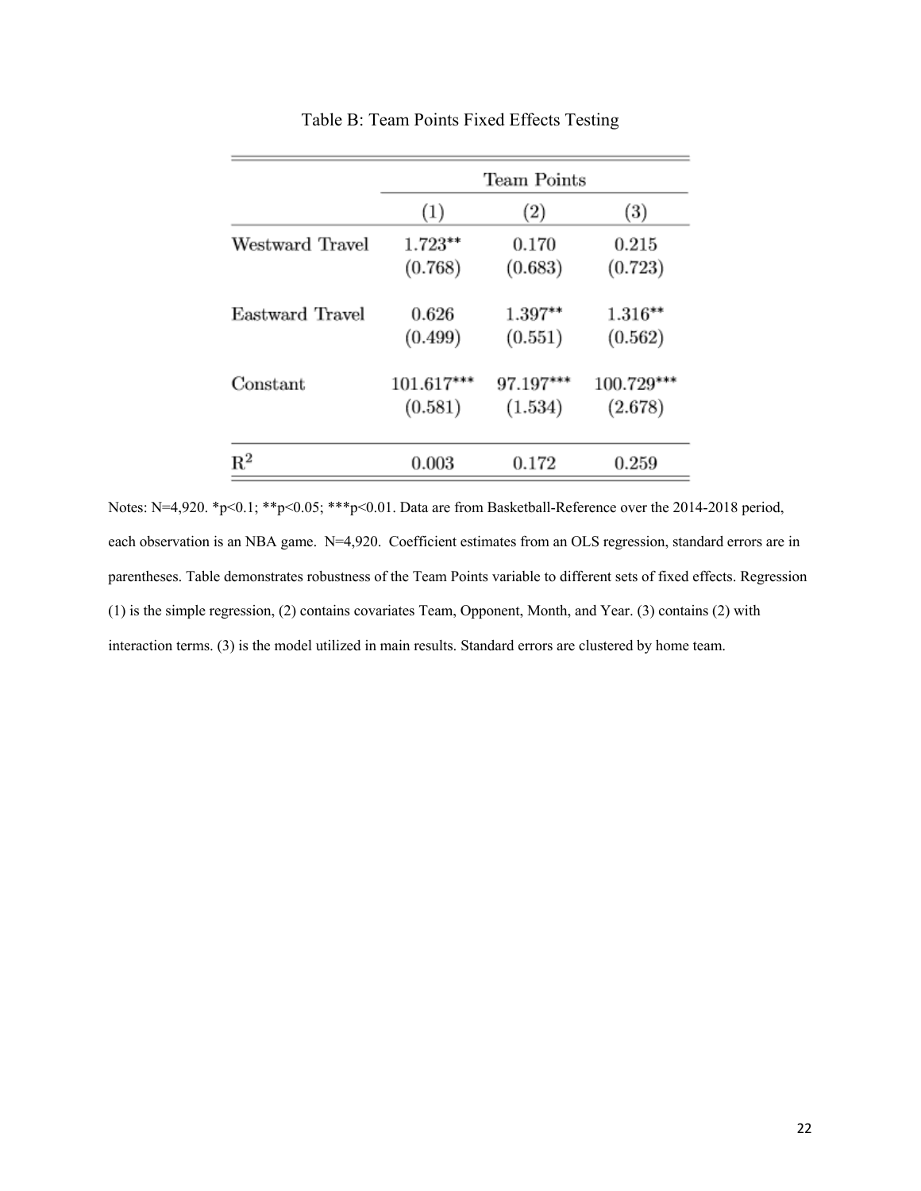Table B: Team Points Fixed Effects Testing

| | Team Points | | |
|---|---|---|---|
| | (1) | (2) | (3) |
| Westward Travel | 1.723** | 0.170 | 0.215 |
| | (0.768) | (0.683) | (0.723) |
| Eastward Travel | 0.626 | 1.397** | 1.316** |
| | (0.499) | (0.551) | (0.562) |
| Constant | 101.617*** | 97.197*** | 100.729*** |
| | (0.581) | (1.534) | (2.678) |
| $R^2$ | 0.003 | 0.172 | 0.259 |

Notes: N=4,920. *p<0.1; **p<0.05; ***p<0.01. Data are from Basketball-Reference over the 2014-2018 period, each observation is an NBA game. N=4,920. Coefficient estimates from an OLS regression, standard errors are in parentheses. Table demonstrates robustness of the Team Points variable to different sets of fixed effects. Regression (1) is the simple regression, (2) contains covariates Team, Opponent, Month, and Year. (3) contains (2) with interaction terms. (3) is the model utilized in main results. Standard errors are clustered by home team.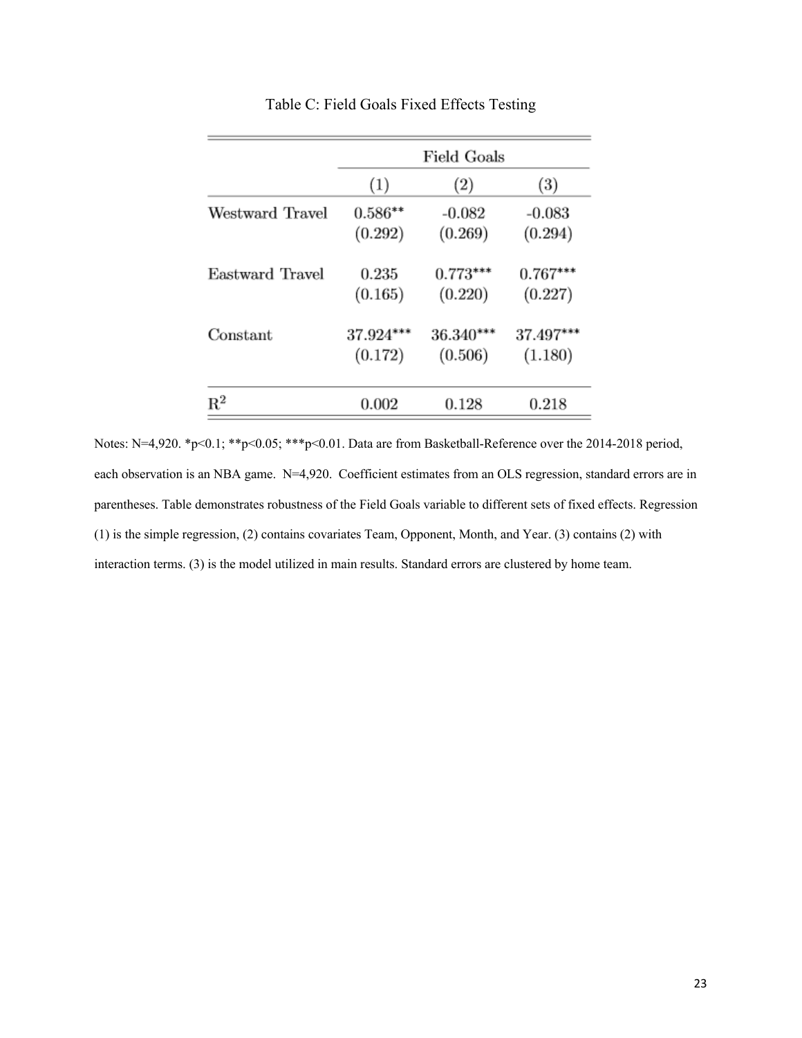Table C: Field Goals Fixed Effects Testing

| | Field Goals | | |
|---|---|---|---|
| | (1) | (2) | (3) |
| Westward Travel | 0.586** | -0.082 | -0.083 |
| | (0.292) | (0.269) | (0.294) |
| Eastward Travel | 0.235 | 0.773*** | 0.767*** |
| | (0.165) | (0.220) | (0.227) |
| Constant | 37.924*** | 36.340*** | 37.497*** |
| | (0.172) | (0.506) | (1.180) |
| $R^2$ | 0.002 | 0.128 | 0.218 |

Notes: N=4,920. *p<0.1; **p<0.05; ***p<0.01. Data are from Basketball-Reference over the 2014-2018 period, each observation is an NBA game. N=4,920. Coefficient estimates from an OLS regression, standard errors are in parentheses. Table demonstrates robustness of the Field Goals variable to different sets of fixed effects. Regression (1) is the simple regression, (2) contains covariates Team, Opponent, Month, and Year. (3) contains (2) with interaction terms. (3) is the model utilized in main results. Standard errors are clustered by home team.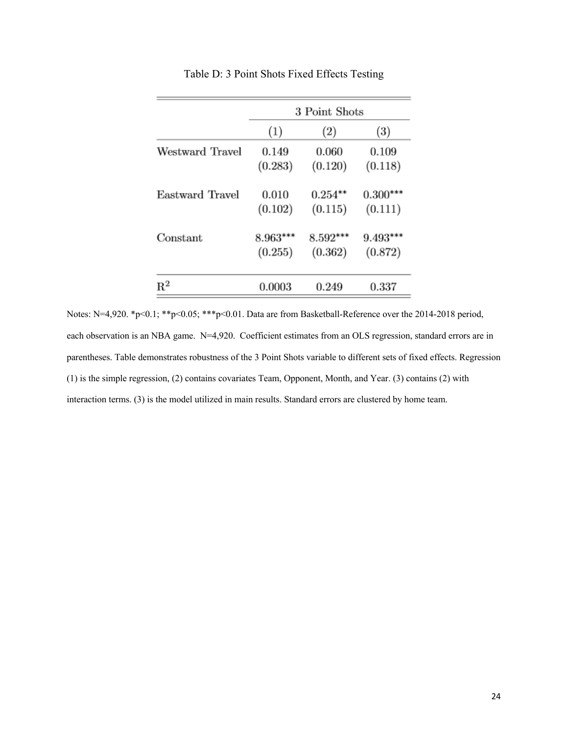Table D: 3 Point Shots Fixed Effects Testing

| | 3 Point Shots | | |
|---|---|---|---|
| | (1) | (2) | (3) |
| Westward Travel | 0.149 | 0.060 | 0.109 |
| | (0.283) | (0.120) | (0.118) |
| Eastward Travel | 0.010 | 0.254** | 0.300*** |
| | (0.102) | (0.115) | (0.111) |
| Constant | 8.963*** | 8.592*** | 9.493*** |
| | (0.255) | (0.362) | (0.872) |
| $R^2$ | 0.0003 | 0.249 | 0.337 |

Notes: N=4,920. *p<0.1; **p<0.05; ***p<0.01. Data are from Basketball-Reference over the 2014-2018 period, each observation is an NBA game. N=4,920. Coefficient estimates from an OLS regression, standard errors are in parentheses. Table demonstrates robustness of the 3 Point Shots variable to different sets of fixed effects. Regression (1) is the simple regression, (2) contains covariates Team, Opponent, Month, and Year. (3) contains (2) with interaction terms. (3) is the model utilized in main results. Standard errors are clustered by home team.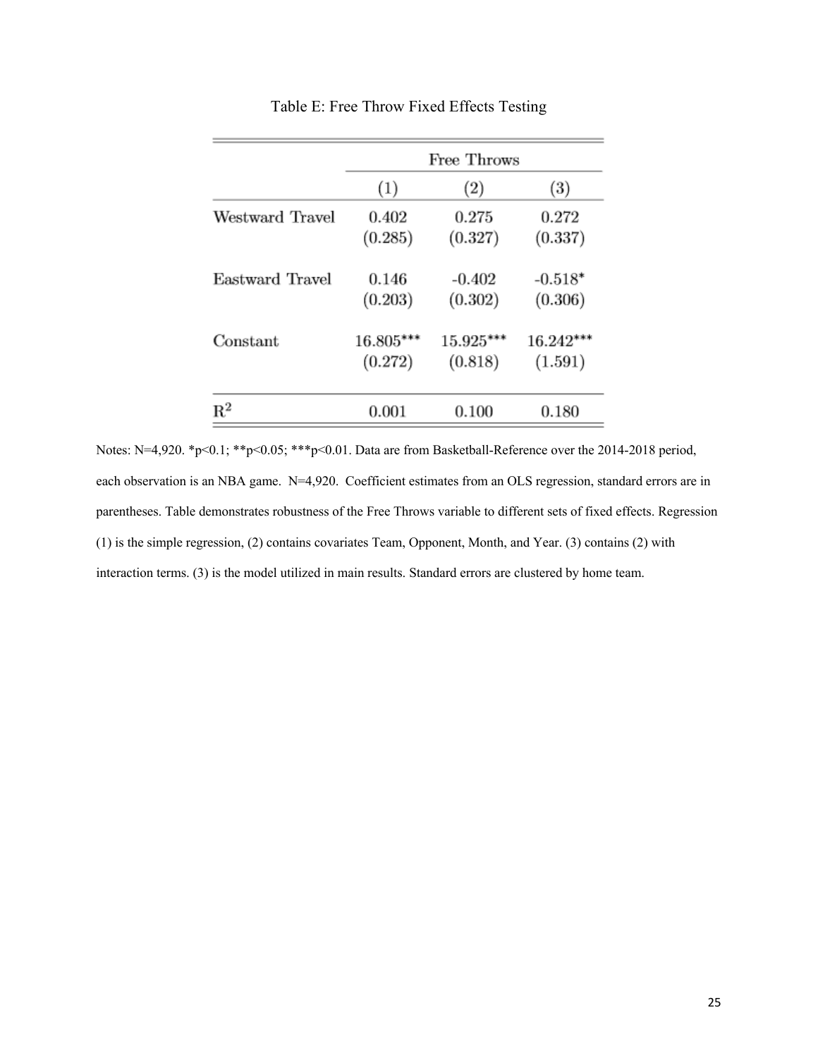Table E: Free Throw Fixed Effects Testing

| | Free Throws | | |
|---|---|---|---|
| | (1) | (2) | (3) |
| Westward Travel | 0.402 | 0.275 | 0.272 |
| | (0.285) | (0.327) | (0.337) |
| Eastward Travel | 0.146 | -0.402 | -0.518* |
| | (0.203) | (0.302) | (0.306) |
| Constant | 16.805*** | 15.925*** | 16.242*** |
| | (0.272) | (0.818) | (1.591) |
| $R^2$ | 0.001 | 0.100 | 0.180 |

Notes: N=4,920. *p<0.1; **p<0.05; ***p<0.01. Data are from Basketball-Reference over the 2014-2018 period, each observation is an NBA game. N=4,920. Coefficient estimates from an OLS regression, standard errors are in parentheses. Table demonstrates robustness of the Free Throws variable to different sets of fixed effects. Regression (1) is the simple regression, (2) contains covariates Team, Opponent, Month, and Year. (3) contains (2) with interaction terms. (3) is the model utilized in main results. Standard errors are clustered by home team.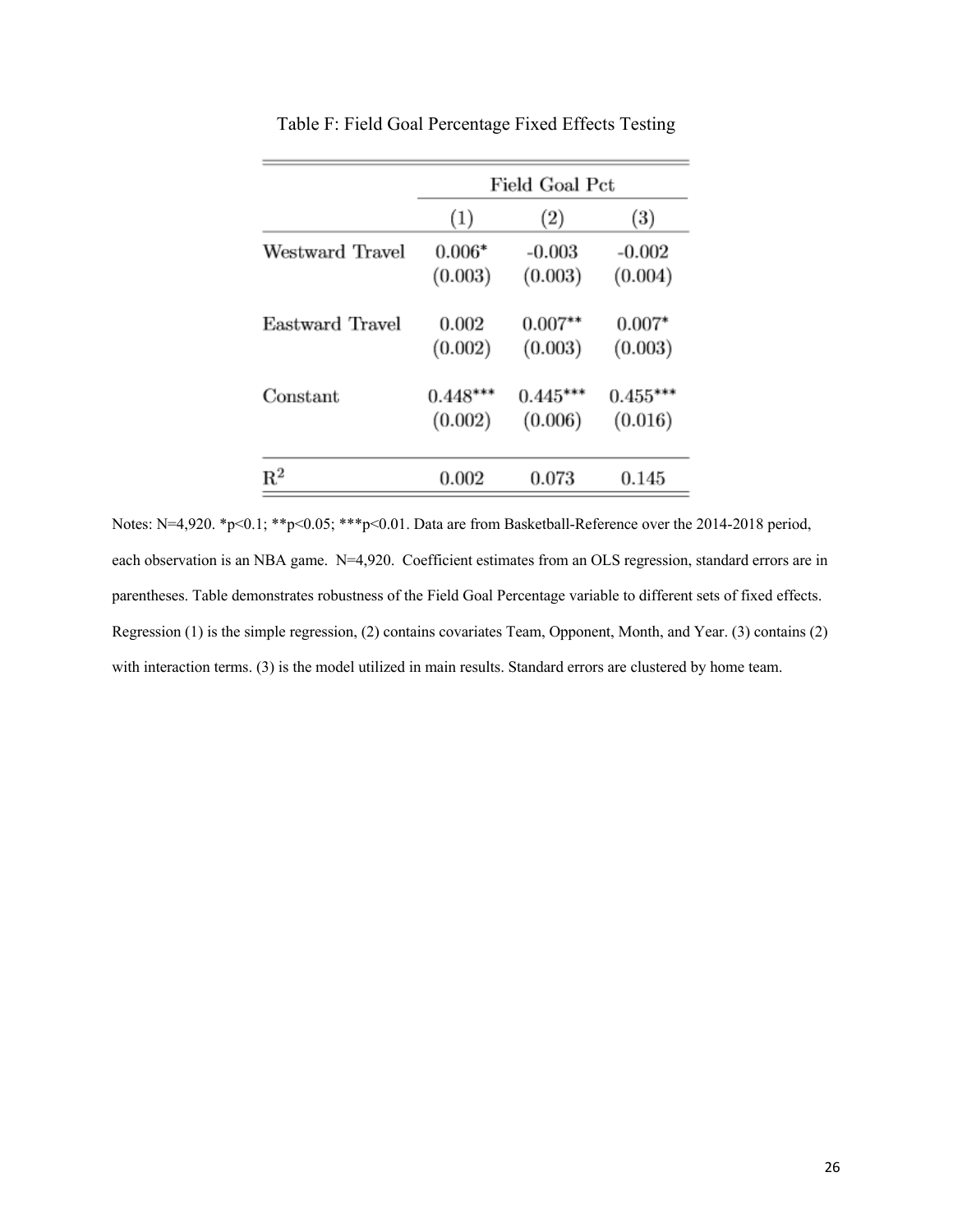Table F: Field Goal Percentage Fixed Effects Testing

| | Field Goal Pct | | |
|---|---|---|---|
| | (1) | (2) | (3) |
| Westward Travel | 0.006* | -0.003 | -0.002 |
| | (0.003) | (0.003) | (0.004) |
| Eastward Travel | 0.002 | 0.007** | 0.007* |
| | (0.002) | (0.003) | (0.003) |
| Constant | 0.448*** | 0.445*** | 0.455*** |
| | (0.002) | (0.006) | (0.016) |
| $R^2$ | 0.002 | 0.073 | 0.145 |

Notes: N=4,920. *p<0.1; **p<0.05; ***p<0.01. Data are from Basketball-Reference over the 2014-2018 period, each observation is an NBA game. N=4,920. Coefficient estimates from an OLS regression, standard errors are in parentheses. Table demonstrates robustness of the Field Goal Percentage variable to different sets of fixed effects. Regression (1) is the simple regression, (2) contains covariates Team, Opponent, Month, and Year. (3) contains (2) with interaction terms. (3) is the model utilized in main results. Standard errors are clustered by home team.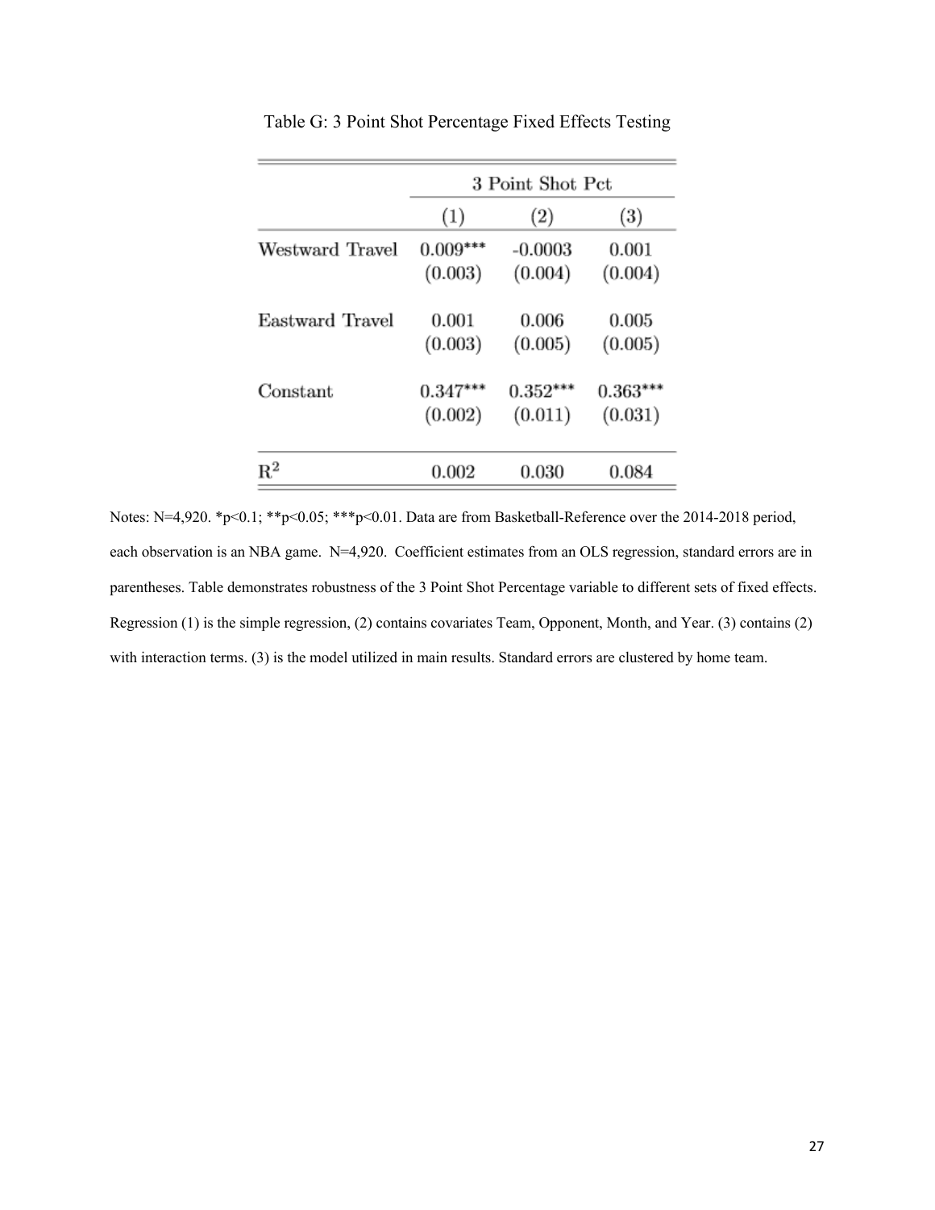Table G: 3 Point Shot Percentage Fixed Effects Testing

| | 3 Point Shot Pct | | |
|---|---|---|---|
| | (1) | (2) | (3) |
| Westward Travel | 0.009*** | -0.0003 | 0.001 |
| | (0.003) | (0.004) | (0.004) |
| Eastward Travel | 0.001 | 0.006 | 0.005 |
| | (0.003) | (0.005) | (0.005) |
| Constant | 0.347*** | 0.352*** | 0.363*** |
| | (0.002) | (0.011) | (0.031) |
| $R^2$ | 0.002 | 0.030 | 0.084 |

Notes: N=4,920. *p<0.1; **p<0.05; ***p<0.01. Data are from Basketball-Reference over the 2014-2018 period, each observation is an NBA game. N=4,920. Coefficient estimates from an OLS regression, standard errors are in parentheses. Table demonstrates robustness of the 3 Point Shot Percentage variable to different sets of fixed effects. Regression (1) is the simple regression, (2) contains covariates Team, Opponent, Month, and Year. (3) contains (2) with interaction terms. (3) is the model utilized in main results. Standard errors are clustered by home team.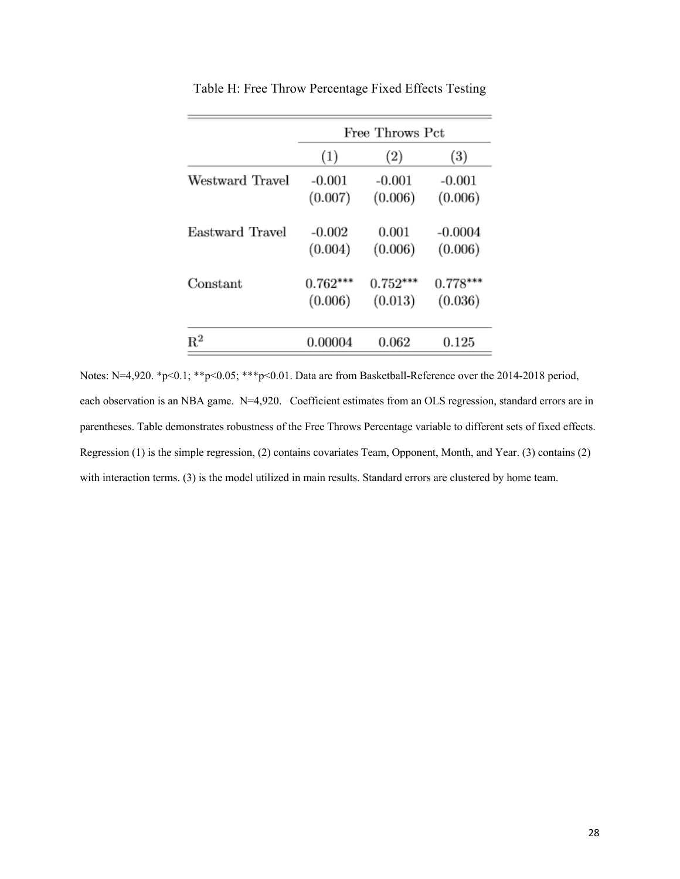Table H: Free Throw Percentage Fixed Effects Testing

| | Free Throws Pct | | |
|---|---|---|---|
| | (1) | (2) | (3) |
| Westward Travel | -0.001 | -0.001 | -0.001 |
| | (0.007) | (0.006) | (0.006) |
| Eastward Travel | -0.002 | 0.001 | -0.0004 |
| | (0.004) | (0.006) | (0.006) |
| Constant | 0.762*** | 0.752*** | 0.778*** |
| | (0.006) | (0.013) | (0.036) |
| $R^2$ | 0.00004 | 0.062 | 0.125 |

Notes: N=4,920. *p<0.1; **p<0.05; ***p<0.01. Data are from Basketball-Reference over the 2014-2018 period, each observation is an NBA game. N=4,920. Coefficient estimates from an OLS regression, standard errors are in parentheses. Table demonstrates robustness of the Free Throws Percentage variable to different sets of fixed effects. Regression (1) is the simple regression, (2) contains covariates Team, Opponent, Month, and Year. (3) contains (2) with interaction terms. (3) is the model utilized in main results. Standard errors are clustered by home team.